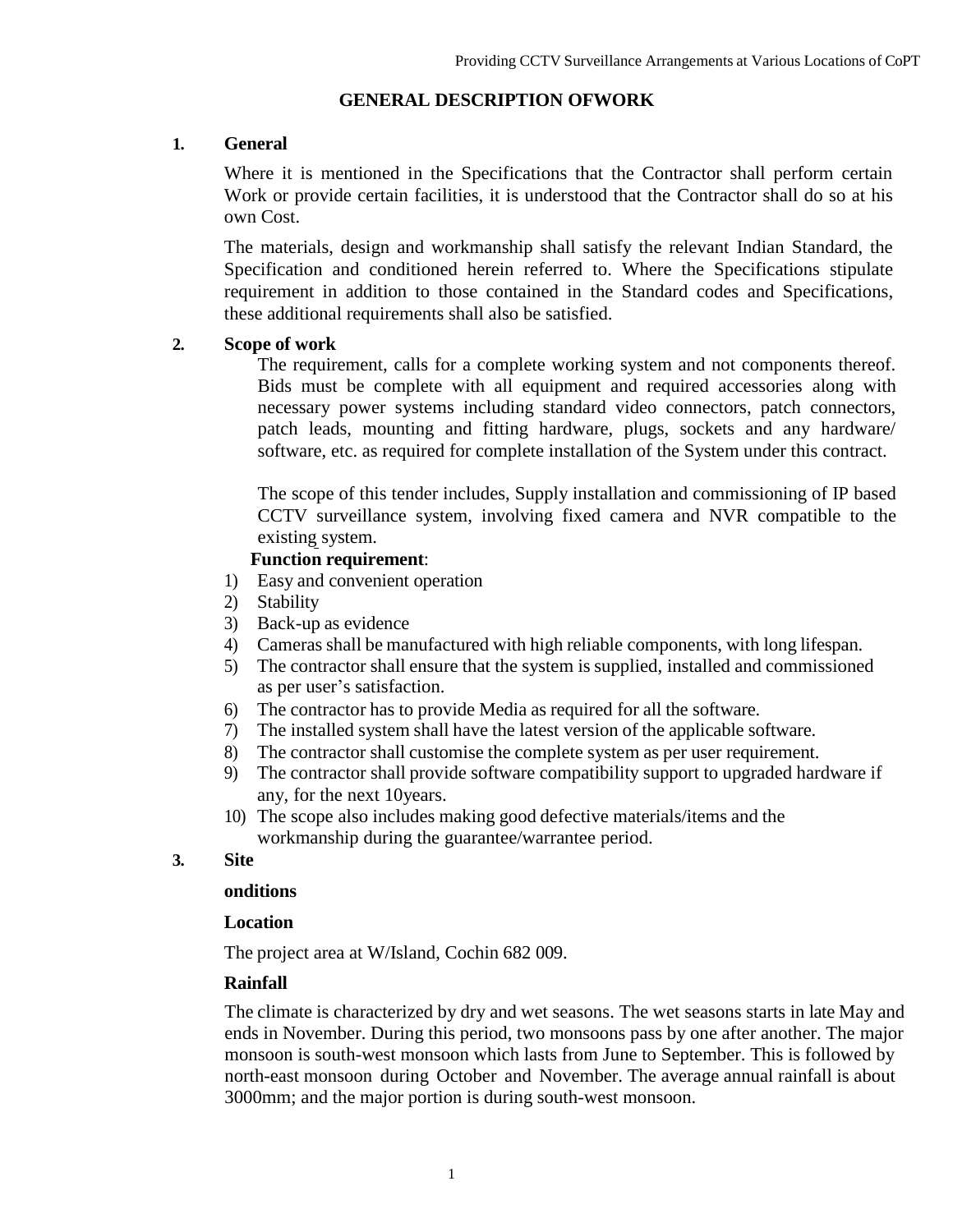# GENERAL DESCRIPTION OFWORK

## 1. General

Where it is mentioned in the Specifications that the Contractor shall perform certain Work or provide certain facilities, it is understood that the Contractor shall do so at his own Cost.

The materials, design and workmanship shall satisfy the relevant Indian Standard, the Specification and conditioned herein referred to. Where the Specifications stipulate requirement in addition to those contained in the Standard codes and Specifications, these additional requirements shall also be satisfied.

## 2. Scope of work

The requirement, calls for a complete working system and not components thereof. Bids must be complete with all equipment and required accessories along with necessary power systems including standard video connectors, patch connectors, patch leads, mounting and fitting hardware, plugs, sockets and any hardware/ software, etc. as required for complete installation of the System under this contract.

The scope of this tender includes, Supply installation and commissioning of IP based CCTV surveillance system, involving fixed camera and NVR compatible to the existing system.

**Function requirement**:

1) Easy and convenient operation
2) Stability
3) Back-up as evidence
4) Cameras shall be manufactured with high reliable components, with long lifespan.
5) The contractor shall ensure that the system is supplied, installed and commissioned as per user's satisfaction.
6) The contractor has to provide Media as required for all the software.
7) The installed system shall have the latest version of the applicable software.
8) The contractor shall customise the complete system as per user requirement.
9) The contractor shall provide software compatibility support to upgraded hardware if any, for the next 10years.
10) The scope also includes making good defective materials/items and the workmanship during the guarantee/warrantee period.

## 3. Site

**onditions**

**Location**

The project area at W/Island, Cochin 682 009.

**Rainfall**

The climate is characterized by dry and wet seasons. The wet seasons starts in late May and ends in November. During this period, two monsoons pass by one after another. The major monsoon is south-west monsoon which lasts from June to September. This is followed by north-east monsoon during October and November. The average annual rainfall is about 3000mm; and the major portion is during south-west monsoon.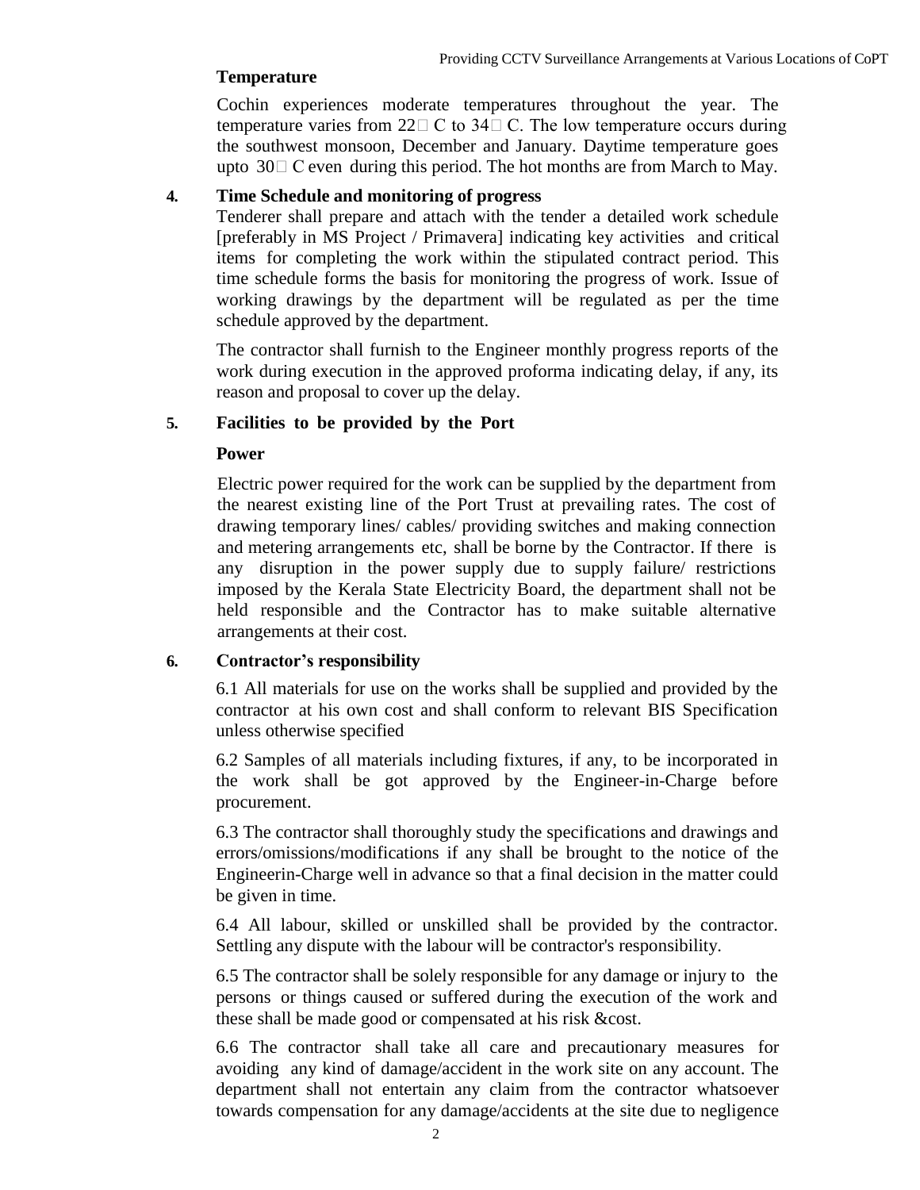**Temperature**

Cochin experiences moderate temperatures throughout the year. The temperature varies from 22 C to 34 C. The low temperature occurs during the southwest monsoon, December and January. Daytime temperature goes upto 30 C even during this period. The hot months are from March to May.

**4. Time Schedule and monitoring of progress**

Tenderer shall prepare and attach with the tender a detailed work schedule [preferably in MS Project / Primavera] indicating key activities and critical items for completing the work within the stipulated contract period. This time schedule forms the basis for monitoring the progress of work. Issue of working drawings by the department will be regulated as per the time schedule approved by the department.

The contractor shall furnish to the Engineer monthly progress reports of the work during execution in the approved proforma indicating delay, if any, its reason and proposal to cover up the delay.

**5. Facilities to be provided by the Port**

**Power**

Electric power required for the work can be supplied by the department from the nearest existing line of the Port Trust at prevailing rates. The cost of drawing temporary lines/ cables/ providing switches and making connection and metering arrangements etc, shall be borne by the Contractor. If there is any disruption in the power supply due to supply failure/ restrictions imposed by the Kerala State Electricity Board, the department shall not be held responsible and the Contractor has to make suitable alternative arrangements at their cost.

**6. Contractor's responsibility**

6.1 All materials for use on the works shall be supplied and provided by the contractor at his own cost and shall conform to relevant BIS Specification unless otherwise specified

6.2 Samples of all materials including fixtures, if any, to be incorporated in the work shall be got approved by the Engineer-in-Charge before procurement.

6.3 The contractor shall thoroughly study the specifications and drawings and errors/omissions/modifications if any shall be brought to the notice of the Engineerin-Charge well in advance so that a final decision in the matter could be given in time.

6.4 All labour, skilled or unskilled shall be provided by the contractor. Settling any dispute with the labour will be contractor's responsibility.

6.5 The contractor shall be solely responsible for any damage or injury to the persons or things caused or suffered during the execution of the work and these shall be made good or compensated at his risk &cost.

6.6 The contractor shall take all care and precautionary measures for avoiding any kind of damage/accident in the work site on any account. The department shall not entertain any claim from the contractor whatsoever towards compensation for any damage/accidents at the site due to negligence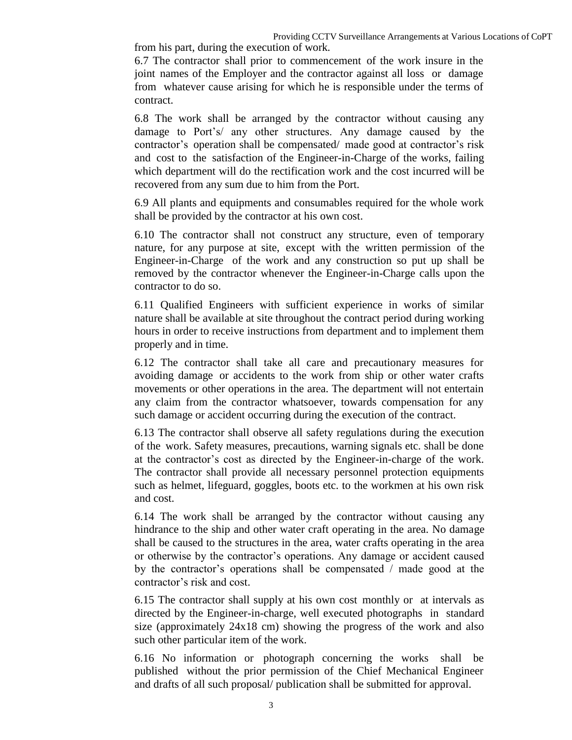from his part, during the execution of work.

6.7 The contractor shall prior to commencement of the work insure in the joint names of the Employer and the contractor against all loss or damage from whatever cause arising for which he is responsible under the terms of contract.

6.8 The work shall be arranged by the contractor without causing any damage to Port's/ any other structures. Any damage caused by the contractor's operation shall be compensated/ made good at contractor's risk and cost to the satisfaction of the Engineer-in-Charge of the works, failing which department will do the rectification work and the cost incurred will be recovered from any sum due to him from the Port.

6.9 All plants and equipments and consumables required for the whole work shall be provided by the contractor at his own cost.

6.10 The contractor shall not construct any structure, even of temporary nature, for any purpose at site, except with the written permission of the Engineer-in-Charge of the work and any construction so put up shall be removed by the contractor whenever the Engineer-in-Charge calls upon the contractor to do so.

6.11 Qualified Engineers with sufficient experience in works of similar nature shall be available at site throughout the contract period during working hours in order to receive instructions from department and to implement them properly and in time.

6.12 The contractor shall take all care and precautionary measures for avoiding damage or accidents to the work from ship or other water crafts movements or other operations in the area. The department will not entertain any claim from the contractor whatsoever, towards compensation for any such damage or accident occurring during the execution of the contract.

6.13 The contractor shall observe all safety regulations during the execution of the work. Safety measures, precautions, warning signals etc. shall be done at the contractor's cost as directed by the Engineer-in-charge of the work. The contractor shall provide all necessary personnel protection equipments such as helmet, lifeguard, goggles, boots etc. to the workmen at his own risk and cost.

6.14 The work shall be arranged by the contractor without causing any hindrance to the ship and other water craft operating in the area. No damage shall be caused to the structures in the area, water crafts operating in the area or otherwise by the contractor's operations. Any damage or accident caused by the contractor's operations shall be compensated / made good at the contractor's risk and cost.

6.15 The contractor shall supply at his own cost monthly or at intervals as directed by the Engineer-in-charge, well executed photographs in standard size (approximately 24x18 cm) showing the progress of the work and also such other particular item of the work.

6.16 No information or photograph concerning the works shall be published without the prior permission of the Chief Mechanical Engineer and drafts of all such proposal/ publication shall be submitted for approval.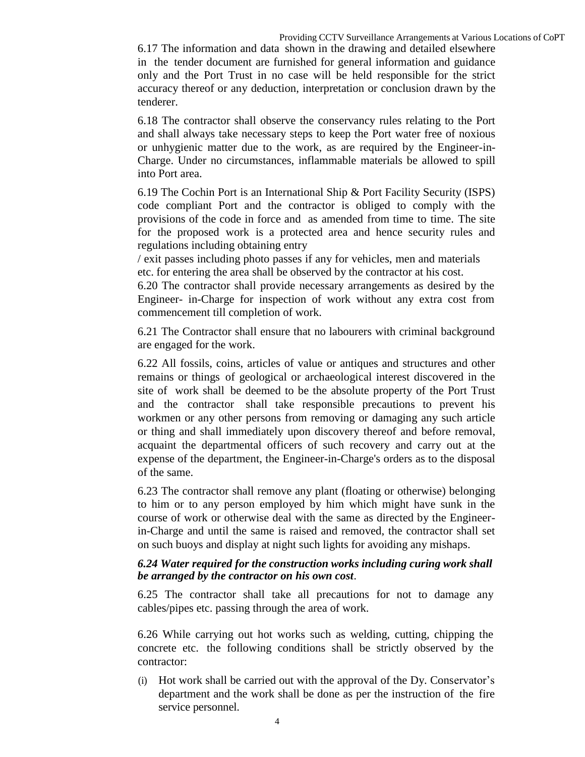6.17 The information and data shown in the drawing and detailed elsewhere in the tender document are furnished for general information and guidance only and the Port Trust in no case will be held responsible for the strict accuracy thereof or any deduction, interpretation or conclusion drawn by the tenderer.

6.18 The contractor shall observe the conservancy rules relating to the Port and shall always take necessary steps to keep the Port water free of noxious or unhygienic matter due to the work, as are required by the Engineer-in-Charge. Under no circumstances, inflammable materials be allowed to spill into Port area.

6.19 The Cochin Port is an International Ship & Port Facility Security (ISPS) code compliant Port and the contractor is obliged to comply with the provisions of the code in force and as amended from time to time. The site for the proposed work is a protected area and hence security rules and regulations including obtaining entry / exit passes including photo passes if any for vehicles, men and materials etc. for entering the area shall be observed by the contractor at his cost.

6.20 The contractor shall provide necessary arrangements as desired by the Engineer- in-Charge for inspection of work without any extra cost from commencement till completion of work.

6.21 The Contractor shall ensure that no labourers with criminal background are engaged for the work.

6.22 All fossils, coins, articles of value or antiques and structures and other remains or things of geological or archaeological interest discovered in the site of work shall be deemed to be the absolute property of the Port Trust and the contractor shall take responsible precautions to prevent his workmen or any other persons from removing or damaging any such article or thing and shall immediately upon discovery thereof and before removal, acquaint the departmental officers of such recovery and carry out at the expense of the department, the Engineer-in-Charge's orders as to the disposal of the same.

6.23 The contractor shall remove any plant (floating or otherwise) belonging to him or to any person employed by him which might have sunk in the course of work or otherwise deal with the same as directed by the Engineer-in-Charge and until the same is raised and removed, the contractor shall set on such buoys and display at night such lights for avoiding any mishaps.

***6.24 Water required for the construction works including curing work shall be arranged by the contractor on his own cost***.

6.25 The contractor shall take all precautions for not to damage any cables/pipes etc. passing through the area of work.

6.26 While carrying out hot works such as welding, cutting, chipping the concrete etc. the following conditions shall be strictly observed by the contractor:

(i) Hot work shall be carried out with the approval of the Dy. Conservator's department and the work shall be done as per the instruction of the fire service personnel.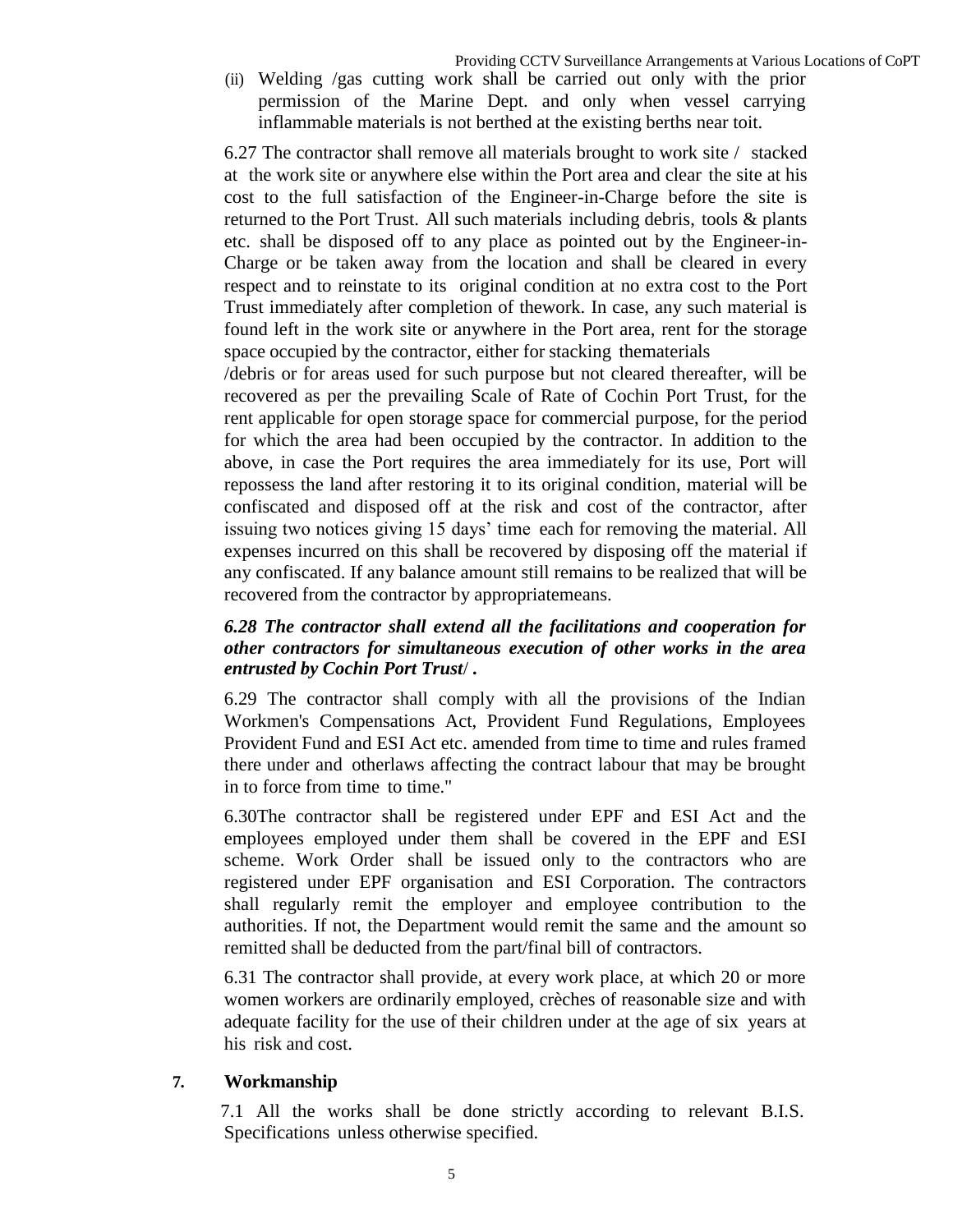(ii) Welding /gas cutting work shall be carried out only with the prior permission of the Marine Dept. and only when vessel carrying inflammable materials is not berthed at the existing berths near toit.

6.27 The contractor shall remove all materials brought to work site / stacked at the work site or anywhere else within the Port area and clear the site at his cost to the full satisfaction of the Engineer-in-Charge before the site is returned to the Port Trust. All such materials including debris, tools & plants etc. shall be disposed off to any place as pointed out by the Engineer-in-Charge or be taken away from the location and shall be cleared in every respect and to reinstate to its original condition at no extra cost to the Port Trust immediately after completion of thework. In case, any such material is found left in the work site or anywhere in the Port area, rent for the storage space occupied by the contractor, either for stacking thematerials /debris or for areas used for such purpose but not cleared thereafter, will be recovered as per the prevailing Scale of Rate of Cochin Port Trust, for the rent applicable for open storage space for commercial purpose, for the period for which the area had been occupied by the contractor. In addition to the above, in case the Port requires the area immediately for its use, Port will repossess the land after restoring it to its original condition, material will be confiscated and disposed off at the risk and cost of the contractor, after issuing two notices giving 15 days' time each for removing the material. All expenses incurred on this shall be recovered by disposing off the material if any confiscated. If any balance amount still remains to be realized that will be recovered from the contractor by appropriatemeans.

***6.28 The contractor shall extend all the facilitations and cooperation for other contractors for simultaneous execution of other works in the area entrusted by Cochin Port Trust/ .***

6.29 The contractor shall comply with all the provisions of the Indian Workmen's Compensations Act, Provident Fund Regulations, Employees Provident Fund and ESI Act etc. amended from time to time and rules framed there under and otherlaws affecting the contract labour that may be brought in to force from time to time."

6.30The contractor shall be registered under EPF and ESI Act and the employees employed under them shall be covered in the EPF and ESI scheme. Work Order shall be issued only to the contractors who are registered under EPF organisation and ESI Corporation. The contractors shall regularly remit the employer and employee contribution to the authorities. If not, the Department would remit the same and the amount so remitted shall be deducted from the part/final bill of contractors.

6.31 The contractor shall provide, at every work place, at which 20 or more women workers are ordinarily employed, crèches of reasonable size and with adequate facility for the use of their children under at the age of six years at his risk and cost.

## 7. Workmanship

7.1 All the works shall be done strictly according to relevant B.I.S. Specifications unless otherwise specified.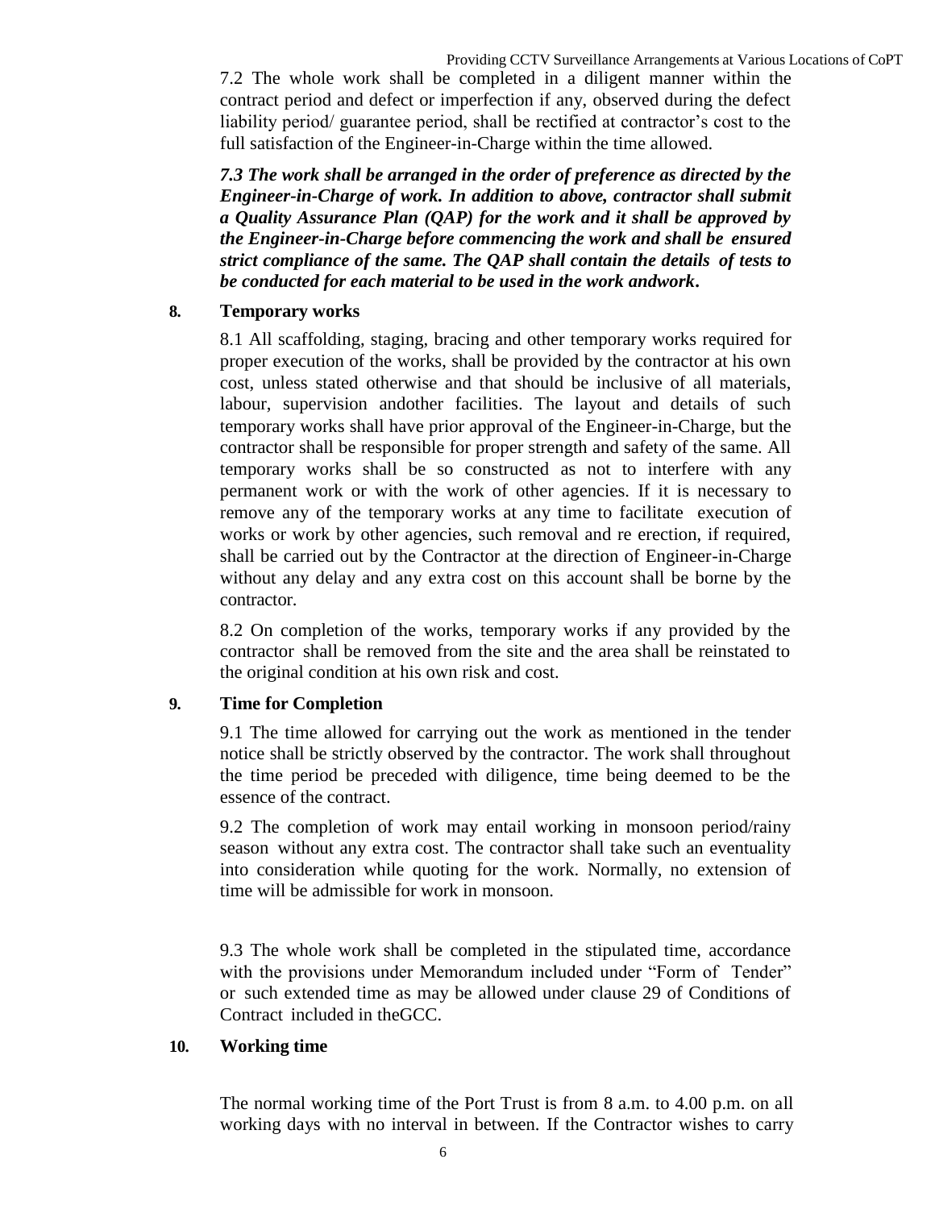7.2 The whole work shall be completed in a diligent manner within the contract period and defect or imperfection if any, observed during the defect liability period/ guarantee period, shall be rectified at contractor's cost to the full satisfaction of the Engineer-in-Charge within the time allowed.

***7.3 The work shall be arranged in the order of preference as directed by the Engineer-in-Charge of work. In addition to above, contractor shall submit a Quality Assurance Plan (QAP) for the work and it shall be approved by the Engineer-in-Charge before commencing the work and shall be ensured strict compliance of the same. The QAP shall contain the details of tests to be conducted for each material to be used in the work andwork.***

**8. Temporary works**

8.1 All scaffolding, staging, bracing and other temporary works required for proper execution of the works, shall be provided by the contractor at his own cost, unless stated otherwise and that should be inclusive of all materials, labour, supervision andother facilities. The layout and details of such temporary works shall have prior approval of the Engineer-in-Charge, but the contractor shall be responsible for proper strength and safety of the same. All temporary works shall be so constructed as not to interfere with any permanent work or with the work of other agencies. If it is necessary to remove any of the temporary works at any time to facilitate execution of works or work by other agencies, such removal and re erection, if required, shall be carried out by the Contractor at the direction of Engineer-in-Charge without any delay and any extra cost on this account shall be borne by the contractor.

8.2 On completion of the works, temporary works if any provided by the contractor shall be removed from the site and the area shall be reinstated to the original condition at his own risk and cost.

**9. Time for Completion**

9.1 The time allowed for carrying out the work as mentioned in the tender notice shall be strictly observed by the contractor. The work shall throughout the time period be preceded with diligence, time being deemed to be the essence of the contract.

9.2 The completion of work may entail working in monsoon period/rainy season without any extra cost. The contractor shall take such an eventuality into consideration while quoting for the work. Normally, no extension of time will be admissible for work in monsoon.

9.3 The whole work shall be completed in the stipulated time, accordance with the provisions under Memorandum included under "Form of Tender" or such extended time as may be allowed under clause 29 of Conditions of Contract included in theGCC.

**10. Working time**

The normal working time of the Port Trust is from 8 a.m. to 4.00 p.m. on all working days with no interval in between. If the Contractor wishes to carry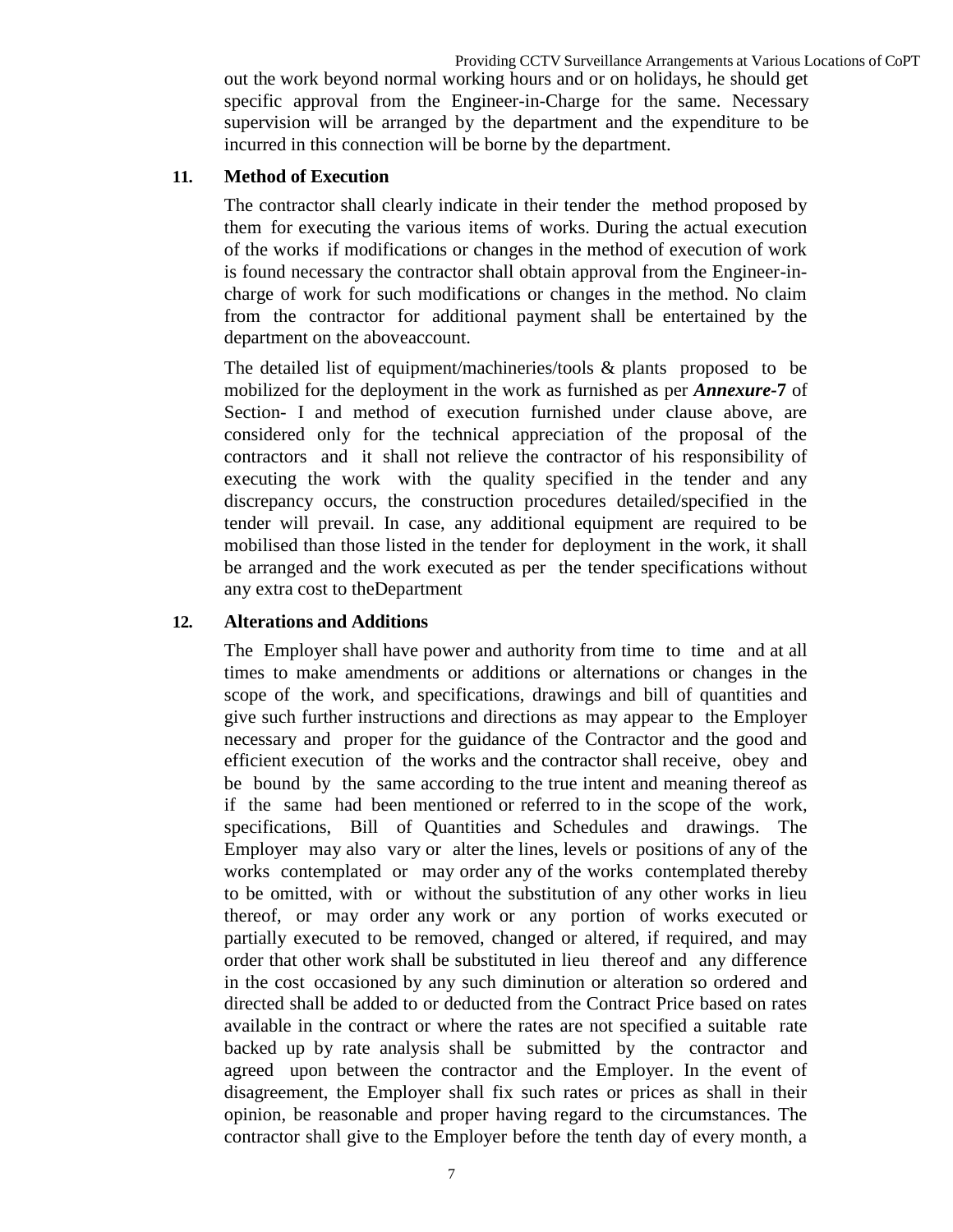out the work beyond normal working hours and or on holidays, he should get specific approval from the Engineer-in-Charge for the same. Necessary supervision will be arranged by the department and the expenditure to be incurred in this connection will be borne by the department.

**11. Method of Execution**

The contractor shall clearly indicate in their tender the method proposed by them for executing the various items of works. During the actual execution of the works if modifications or changes in the method of execution of work is found necessary the contractor shall obtain approval from the Engineer-in-charge of work for such modifications or changes in the method. No claim from the contractor for additional payment shall be entertained by the department on the aboveaccount.

The detailed list of equipment/machineries/tools & plants proposed to be mobilized for the deployment in the work as furnished as per ***Annexure*-7** of Section- I and method of execution furnished under clause above, are considered only for the technical appreciation of the proposal of the contractors and it shall not relieve the contractor of his responsibility of executing the work with the quality specified in the tender and any discrepancy occurs, the construction procedures detailed/specified in the tender will prevail. In case, any additional equipment are required to be mobilised than those listed in the tender for deployment in the work, it shall be arranged and the work executed as per the tender specifications without any extra cost to theDepartment

**12. Alterations and Additions**

The Employer shall have power and authority from time to time and at all times to make amendments or additions or alternations or changes in the scope of the work, and specifications, drawings and bill of quantities and give such further instructions and directions as may appear to the Employer necessary and proper for the guidance of the Contractor and the good and efficient execution of the works and the contractor shall receive, obey and be bound by the same according to the true intent and meaning thereof as if the same had been mentioned or referred to in the scope of the work, specifications, Bill of Quantities and Schedules and drawings. The Employer may also vary or alter the lines, levels or positions of any of the works contemplated or may order any of the works contemplated thereby to be omitted, with or without the substitution of any other works in lieu thereof, or may order any work or any portion of works executed or partially executed to be removed, changed or altered, if required, and may order that other work shall be substituted in lieu thereof and any difference in the cost occasioned by any such diminution or alteration so ordered and directed shall be added to or deducted from the Contract Price based on rates available in the contract or where the rates are not specified a suitable rate backed up by rate analysis shall be submitted by the contractor and agreed upon between the contractor and the Employer. In the event of disagreement, the Employer shall fix such rates or prices as shall in their opinion, be reasonable and proper having regard to the circumstances. The contractor shall give to the Employer before the tenth day of every month, a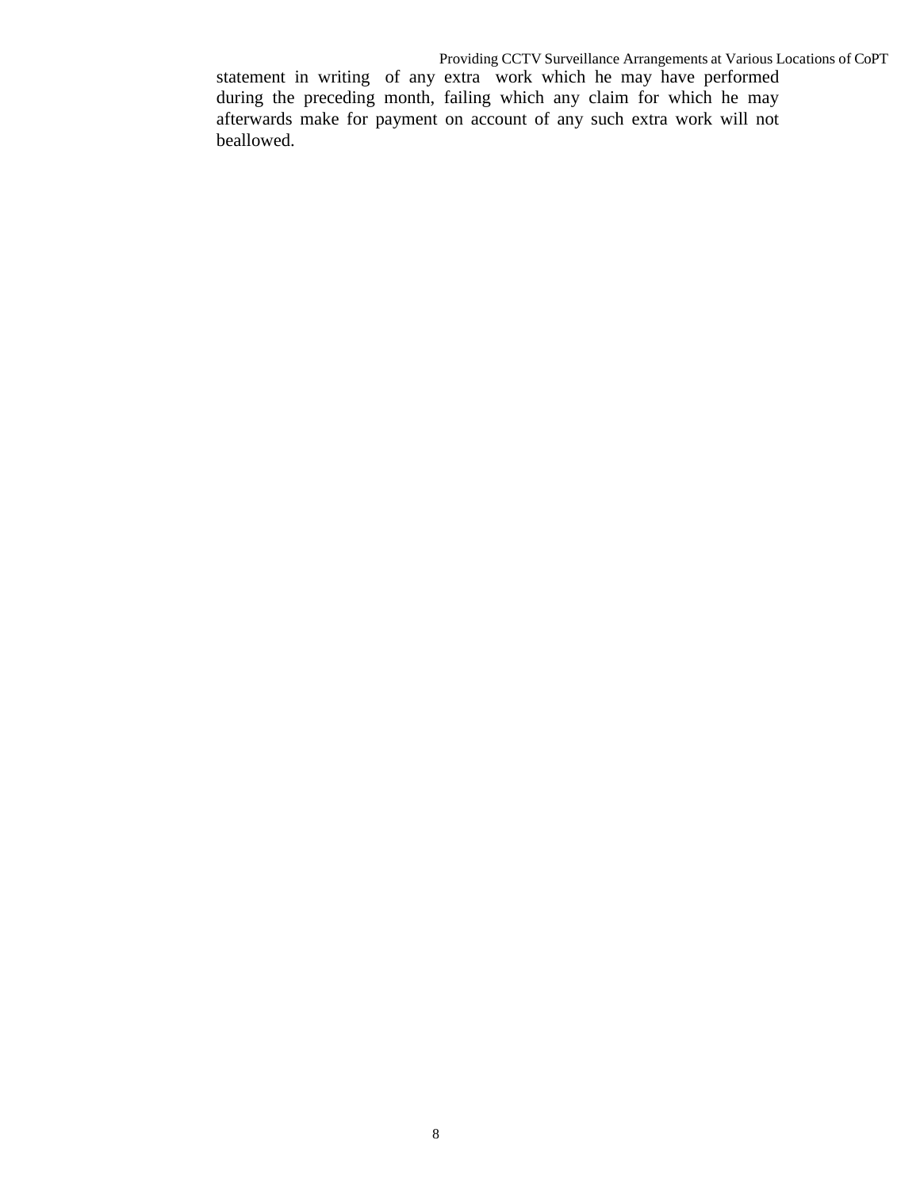statement in writing of any extra work which he may have performed during the preceding month, failing which any claim for which he may afterwards make for payment on account of any such extra work will not beallowed.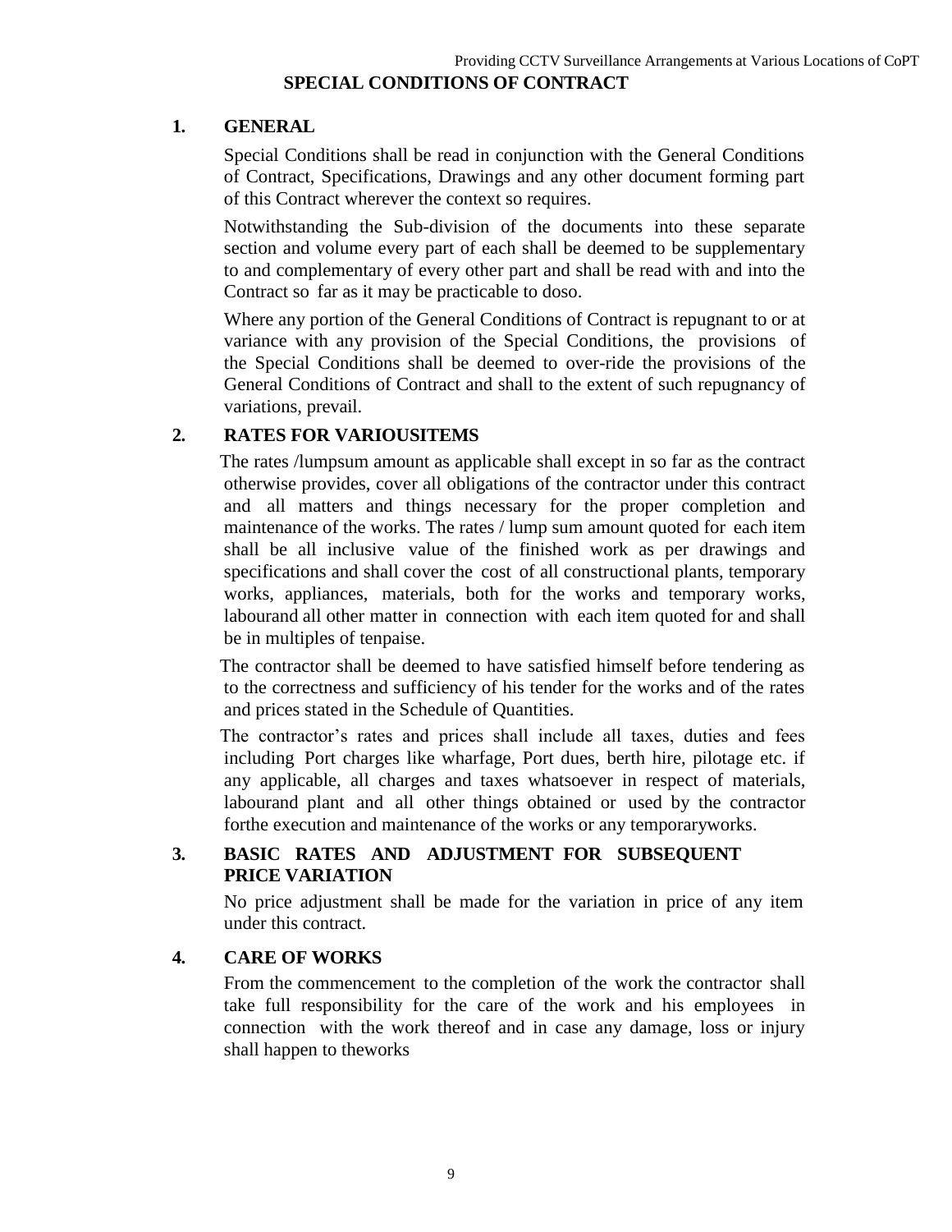# SPECIAL CONDITIONS OF CONTRACT

## 1. GENERAL

Special Conditions shall be read in conjunction with the General Conditions of Contract, Specifications, Drawings and any other document forming part of this Contract wherever the context so requires.

Notwithstanding the Sub-division of the documents into these separate section and volume every part of each shall be deemed to be supplementary to and complementary of every other part and shall be read with and into the Contract so far as it may be practicable to doso.

Where any portion of the General Conditions of Contract is repugnant to or at variance with any provision of the Special Conditions, the provisions of the Special Conditions shall be deemed to over-ride the provisions of the General Conditions of Contract and shall to the extent of such repugnancy of variations, prevail.

## 2. RATES FOR VARIOUSITEMS

The rates /lumpsum amount as applicable shall except in so far as the contract otherwise provides, cover all obligations of the contractor under this contract and all matters and things necessary for the proper completion and maintenance of the works. The rates / lump sum amount quoted for each item shall be all inclusive value of the finished work as per drawings and specifications and shall cover the cost of all constructional plants, temporary works, appliances, materials, both for the works and temporary works, labourand all other matter in connection with each item quoted for and shall be in multiples of tenpaise.

The contractor shall be deemed to have satisfied himself before tendering as to the correctness and sufficiency of his tender for the works and of the rates and prices stated in the Schedule of Quantities.

The contractor's rates and prices shall include all taxes, duties and fees including Port charges like wharfage, Port dues, berth hire, pilotage etc. if any applicable, all charges and taxes whatsoever in respect of materials, labourand plant and all other things obtained or used by the contractor forthe execution and maintenance of the works or any temporaryworks.

## 3. BASIC RATES AND ADJUSTMENT FOR SUBSEQUENT PRICE VARIATION

No price adjustment shall be made for the variation in price of any item under this contract.

## 4. CARE OF WORKS

From the commencement to the completion of the work the contractor shall take full responsibility for the care of the work and his employees in connection with the work thereof and in case any damage, loss or injury shall happen to theworks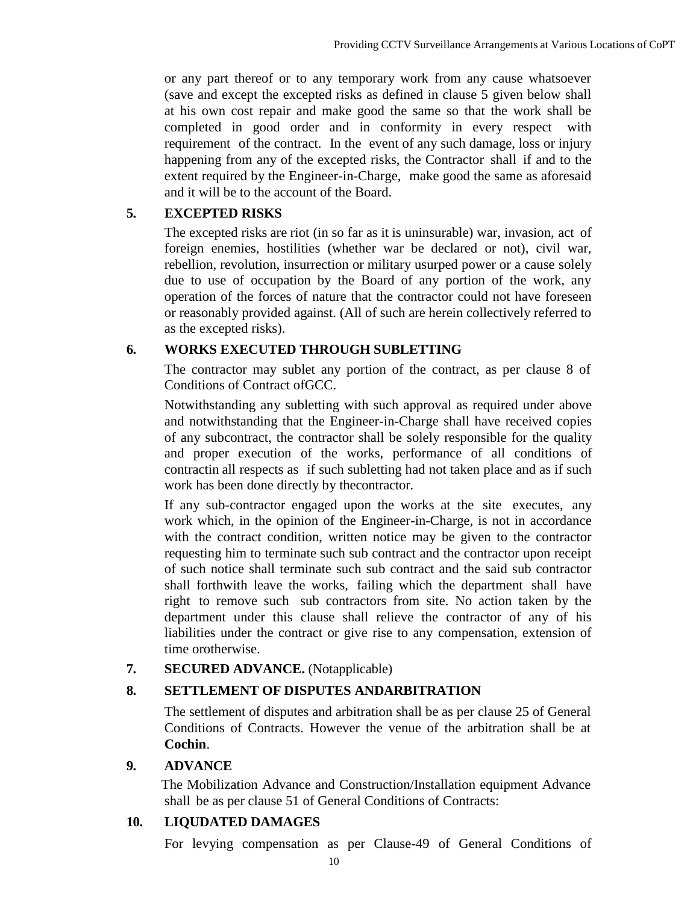or any part thereof or to any temporary work from any cause whatsoever (save and except the excepted risks as defined in clause 5 given below shall at his own cost repair and make good the same so that the work shall be completed in good order and in conformity in every respect with requirement of the contract. In the event of any such damage, loss or injury happening from any of the excepted risks, the Contractor shall if and to the extent required by the Engineer-in-Charge, make good the same as aforesaid and it will be to the account of the Board.

**5. EXCEPTED RISKS**

The excepted risks are riot (in so far as it is uninsurable) war, invasion, act of foreign enemies, hostilities (whether war be declared or not), civil war, rebellion, revolution, insurrection or military usurped power or a cause solely due to use of occupation by the Board of any portion of the work, any operation of the forces of nature that the contractor could not have foreseen or reasonably provided against. (All of such are herein collectively referred to as the excepted risks).

**6. WORKS EXECUTED THROUGH SUBLETTING**

The contractor may sublet any portion of the contract, as per clause 8 of Conditions of Contract ofGCC.

Notwithstanding any subletting with such approval as required under above and notwithstanding that the Engineer-in-Charge shall have received copies of any subcontract, the contractor shall be solely responsible for the quality and proper execution of the works, performance of all conditions of contractin all respects as if such subletting had not taken place and as if such work has been done directly by thecontractor.

If any sub-contractor engaged upon the works at the site executes, any work which, in the opinion of the Engineer-in-Charge, is not in accordance with the contract condition, written notice may be given to the contractor requesting him to terminate such sub contract and the contractor upon receipt of such notice shall terminate such sub contract and the said sub contractor shall forthwith leave the works, failing which the department shall have right to remove such sub contractors from site. No action taken by the department under this clause shall relieve the contractor of any of his liabilities under the contract or give rise to any compensation, extension of time orotherwise.

**7. SECURED ADVANCE.** (Notapplicable)

**8. SETTLEMENT OF DISPUTES ANDARBITRATION**

The settlement of disputes and arbitration shall be as per clause 25 of General Conditions of Contracts. However the venue of the arbitration shall be at **Cochin**.

**9. ADVANCE**

The Mobilization Advance and Construction/Installation equipment Advance shall be as per clause 51 of General Conditions of Contracts:

**10. LIQUDATED DAMAGES**

For levying compensation as per Clause-49 of General Conditions of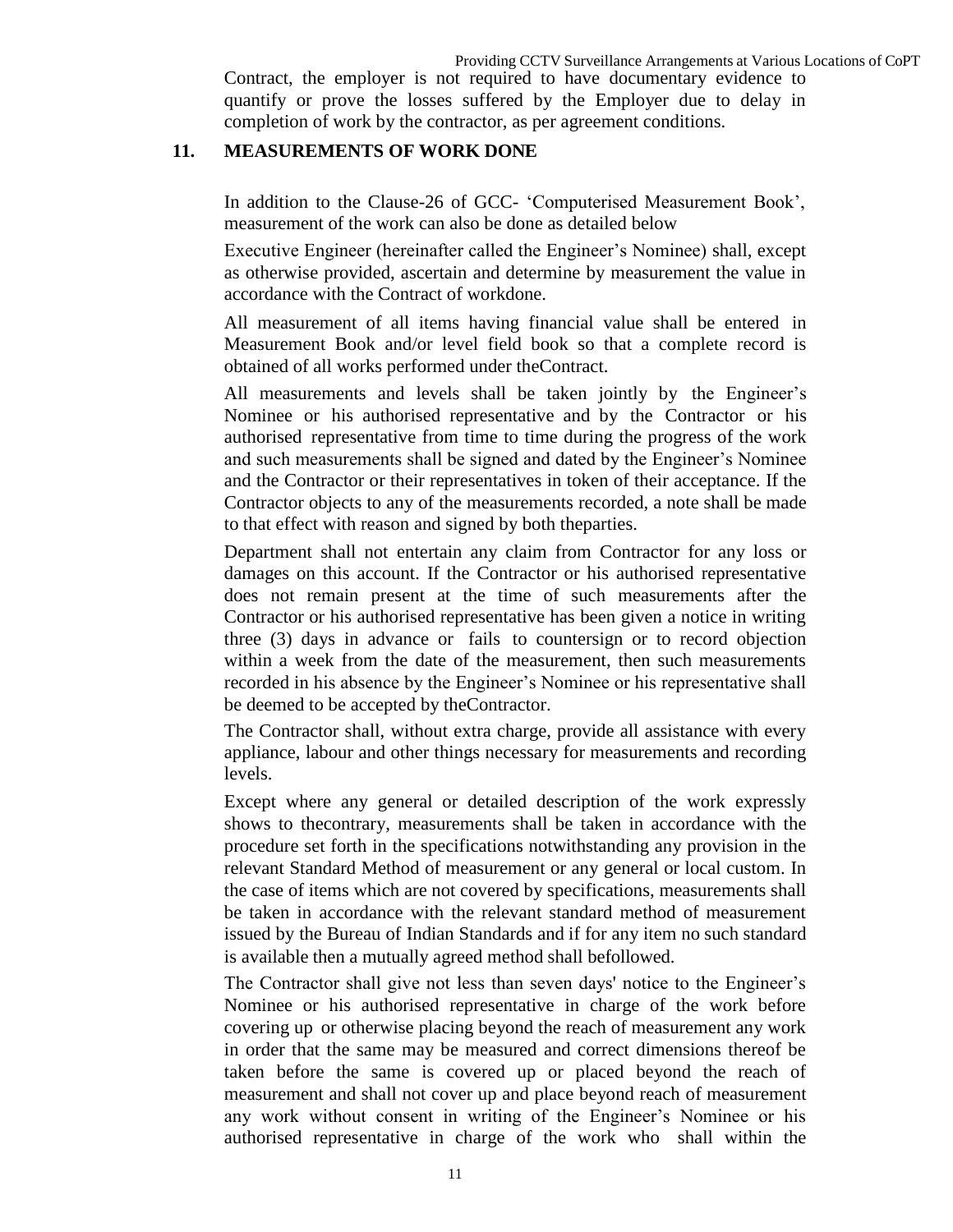Contract, the employer is not required to have documentary evidence to quantify or prove the losses suffered by the Employer due to delay in completion of work by the contractor, as per agreement conditions.

## 11. MEASUREMENTS OF WORK DONE

In addition to the Clause-26 of GCC- 'Computerised Measurement Book', measurement of the work can also be done as detailed below

Executive Engineer (hereinafter called the Engineer's Nominee) shall, except as otherwise provided, ascertain and determine by measurement the value in accordance with the Contract of workdone.

All measurement of all items having financial value shall be entered in Measurement Book and/or level field book so that a complete record is obtained of all works performed under theContract.

All measurements and levels shall be taken jointly by the Engineer's Nominee or his authorised representative and by the Contractor or his authorised representative from time to time during the progress of the work and such measurements shall be signed and dated by the Engineer's Nominee and the Contractor or their representatives in token of their acceptance. If the Contractor objects to any of the measurements recorded, a note shall be made to that effect with reason and signed by both theparties.

Department shall not entertain any claim from Contractor for any loss or damages on this account. If the Contractor or his authorised representative does not remain present at the time of such measurements after the Contractor or his authorised representative has been given a notice in writing three (3) days in advance or fails to countersign or to record objection within a week from the date of the measurement, then such measurements recorded in his absence by the Engineer's Nominee or his representative shall be deemed to be accepted by theContractor.

The Contractor shall, without extra charge, provide all assistance with every appliance, labour and other things necessary for measurements and recording levels.

Except where any general or detailed description of the work expressly shows to thecontrary, measurements shall be taken in accordance with the procedure set forth in the specifications notwithstanding any provision in the relevant Standard Method of measurement or any general or local custom. In the case of items which are not covered by specifications, measurements shall be taken in accordance with the relevant standard method of measurement issued by the Bureau of Indian Standards and if for any item no such standard is available then a mutually agreed method shall befollowed.

The Contractor shall give not less than seven days' notice to the Engineer's Nominee or his authorised representative in charge of the work before covering up or otherwise placing beyond the reach of measurement any work in order that the same may be measured and correct dimensions thereof be taken before the same is covered up or placed beyond the reach of measurement and shall not cover up and place beyond reach of measurement any work without consent in writing of the Engineer's Nominee or his authorised representative in charge of the work who shall within the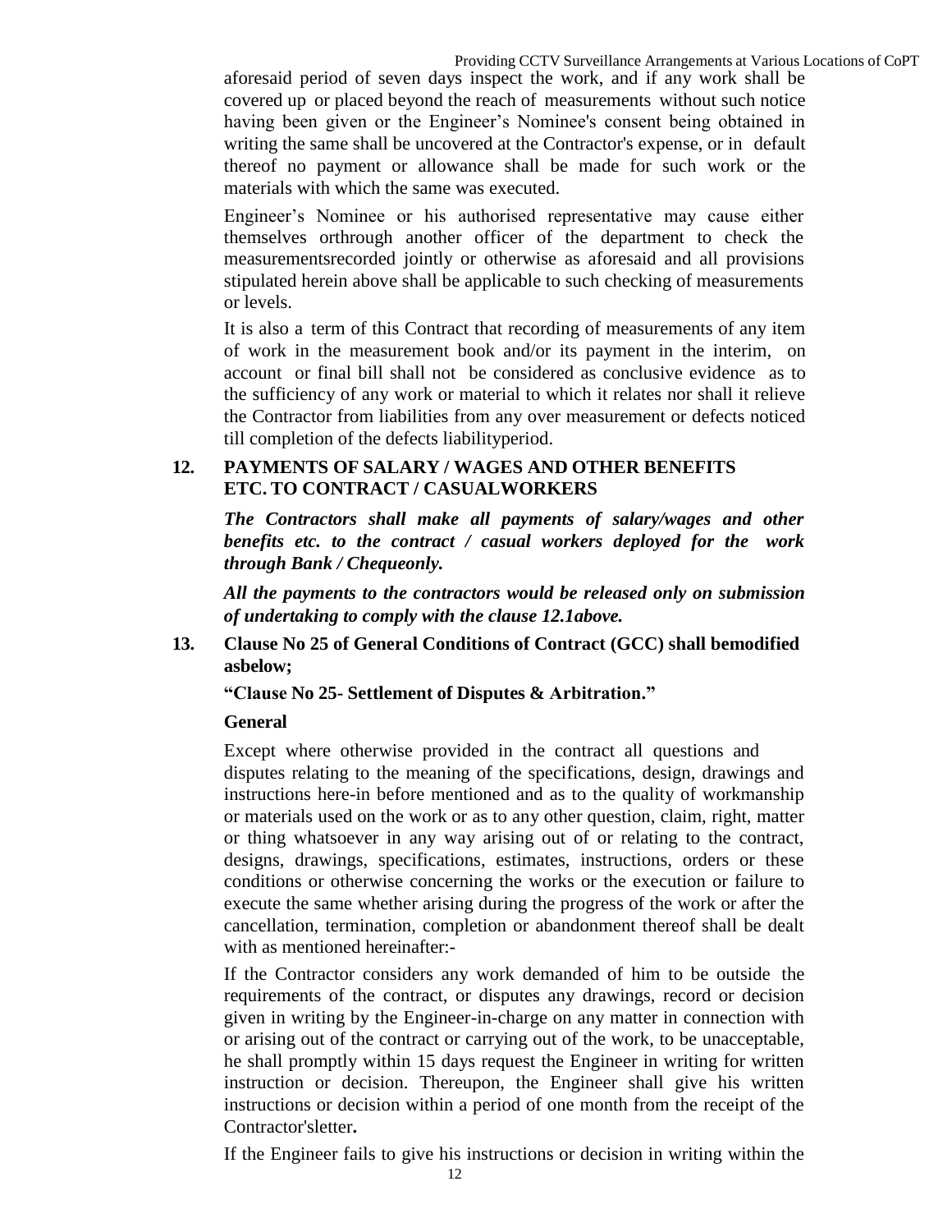aforesaid period of seven days inspect the work, and if any work shall be covered up or placed beyond the reach of measurements without such notice having been given or the Engineer's Nominee's consent being obtained in writing the same shall be uncovered at the Contractor's expense, or in default thereof no payment or allowance shall be made for such work or the materials with which the same was executed.

Engineer's Nominee or his authorised representative may cause either themselves orthrough another officer of the department to check the measurementsrecorded jointly or otherwise as aforesaid and all provisions stipulated herein above shall be applicable to such checking of measurements or levels.

It is also a term of this Contract that recording of measurements of any item of work in the measurement book and/or its payment in the interim, on account or final bill shall not be considered as conclusive evidence as to the sufficiency of any work or material to which it relates nor shall it relieve the Contractor from liabilities from any over measurement or defects noticed till completion of the defects liabilityperiod.

## 12. PAYMENTS OF SALARY / WAGES AND OTHER BENEFITS ETC. TO CONTRACT / CASUALWORKERS

***The Contractors shall make all payments of salary/wages and other benefits etc. to the contract / casual workers deployed for the work through Bank / Chequeonly.***

***All the payments to the contractors would be released only on submission of undertaking to comply with the clause 12.1above.***

## 13. Clause No 25 of General Conditions of Contract (GCC) shall bemodified asbelow;

**"Clause No 25- Settlement of Disputes & Arbitration."**

**General**

Except where otherwise provided in the contract all questions and disputes relating to the meaning of the specifications, design, drawings and instructions here-in before mentioned and as to the quality of workmanship or materials used on the work or as to any other question, claim, right, matter or thing whatsoever in any way arising out of or relating to the contract, designs, drawings, specifications, estimates, instructions, orders or these conditions or otherwise concerning the works or the execution or failure to execute the same whether arising during the progress of the work or after the cancellation, termination, completion or abandonment thereof shall be dealt with as mentioned hereinafter:-

If the Contractor considers any work demanded of him to be outside the requirements of the contract, or disputes any drawings, record or decision given in writing by the Engineer-in-charge on any matter in connection with or arising out of the contract or carrying out of the work, to be unacceptable, he shall promptly within 15 days request the Engineer in writing for written instruction or decision. Thereupon, the Engineer shall give his written instructions or decision within a period of one month from the receipt of the Contractor'sletter**.**

If the Engineer fails to give his instructions or decision in writing within the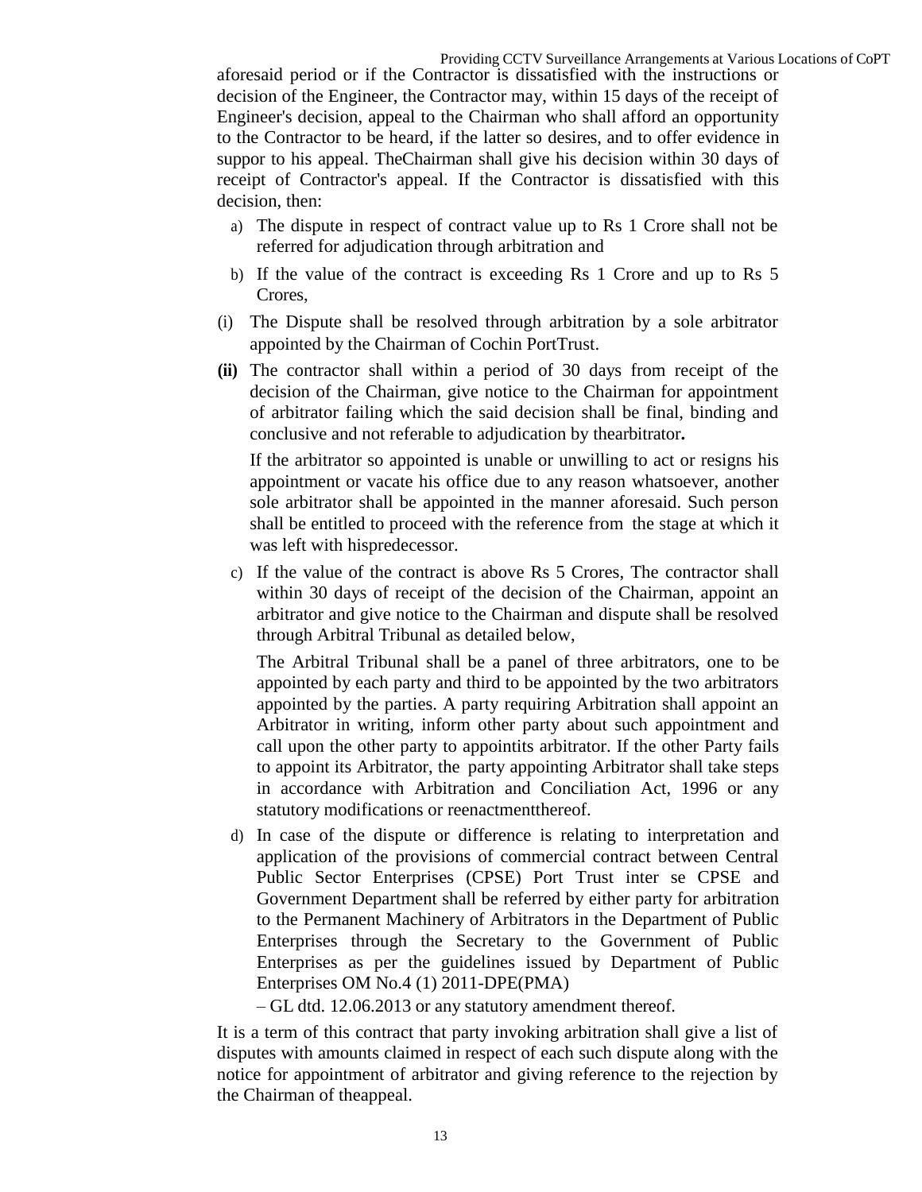aforesaid period or if the Contractor is dissatisfied with the instructions or decision of the Engineer, the Contractor may, within 15 days of the receipt of Engineer's decision, appeal to the Chairman who shall afford an opportunity to the Contractor to be heard, if the latter so desires, and to offer evidence in suppor to his appeal. TheChairman shall give his decision within 30 days of receipt of Contractor's appeal. If the Contractor is dissatisfied with this decision, then:

a) The dispute in respect of contract value up to Rs 1 Crore shall not be referred for adjudication through arbitration and

b) If the value of the contract is exceeding Rs 1 Crore and up to Rs 5 Crores,

(i) The Dispute shall be resolved through arbitration by a sole arbitrator appointed by the Chairman of Cochin PortTrust.

**(ii)** The contractor shall within a period of 30 days from receipt of the decision of the Chairman, give notice to the Chairman for appointment of arbitrator failing which the said decision shall be final, binding and conclusive and not referable to adjudication by thearbitrator**.**

If the arbitrator so appointed is unable or unwilling to act or resigns his appointment or vacate his office due to any reason whatsoever, another sole arbitrator shall be appointed in the manner aforesaid. Such person shall be entitled to proceed with the reference from the stage at which it was left with hispredecessor.

c) If the value of the contract is above Rs 5 Crores, The contractor shall within 30 days of receipt of the decision of the Chairman, appoint an arbitrator and give notice to the Chairman and dispute shall be resolved through Arbitral Tribunal as detailed below,

The Arbitral Tribunal shall be a panel of three arbitrators, one to be appointed by each party and third to be appointed by the two arbitrators appointed by the parties. A party requiring Arbitration shall appoint an Arbitrator in writing, inform other party about such appointment and call upon the other party to appointits arbitrator. If the other Party fails to appoint its Arbitrator, the party appointing Arbitrator shall take steps in accordance with Arbitration and Conciliation Act, 1996 or any statutory modifications or reenactmentthereof.

d) In case of the dispute or difference is relating to interpretation and application of the provisions of commercial contract between Central Public Sector Enterprises (CPSE) Port Trust inter se CPSE and Government Department shall be referred by either party for arbitration to the Permanent Machinery of Arbitrators in the Department of Public Enterprises through the Secretary to the Government of Public Enterprises as per the guidelines issued by Department of Public Enterprises OM No.4 (1) 2011-DPE(PMA)

– GL dtd. 12.06.2013 or any statutory amendment thereof.

It is a term of this contract that party invoking arbitration shall give a list of disputes with amounts claimed in respect of each such dispute along with the notice for appointment of arbitrator and giving reference to the rejection by the Chairman of theappeal.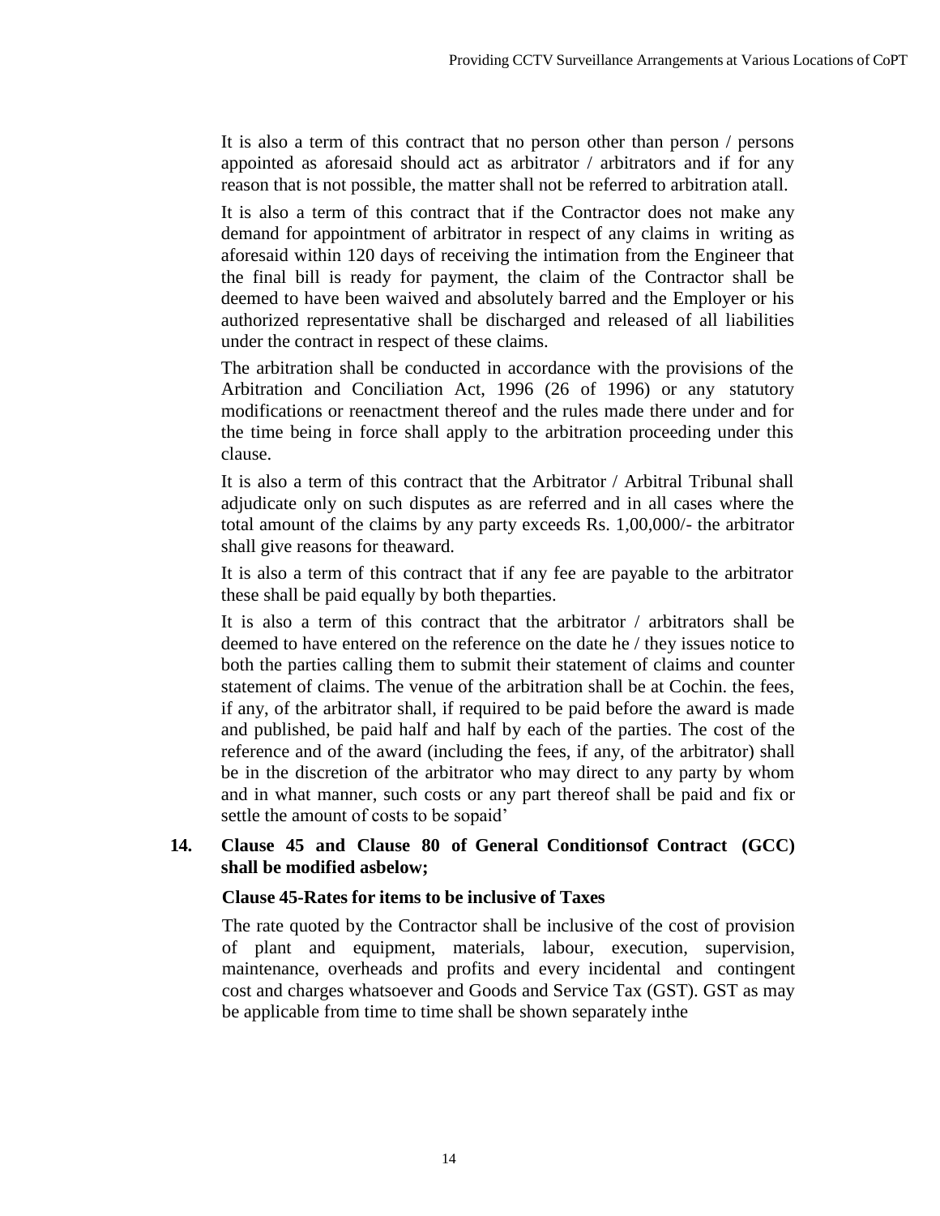It is also a term of this contract that no person other than person / persons appointed as aforesaid should act as arbitrator / arbitrators and if for any reason that is not possible, the matter shall not be referred to arbitration atall.

It is also a term of this contract that if the Contractor does not make any demand for appointment of arbitrator in respect of any claims in writing as aforesaid within 120 days of receiving the intimation from the Engineer that the final bill is ready for payment, the claim of the Contractor shall be deemed to have been waived and absolutely barred and the Employer or his authorized representative shall be discharged and released of all liabilities under the contract in respect of these claims.

The arbitration shall be conducted in accordance with the provisions of the Arbitration and Conciliation Act, 1996 (26 of 1996) or any statutory modifications or reenactment thereof and the rules made there under and for the time being in force shall apply to the arbitration proceeding under this clause.

It is also a term of this contract that the Arbitrator / Arbitral Tribunal shall adjudicate only on such disputes as are referred and in all cases where the total amount of the claims by any party exceeds Rs. 1,00,000/- the arbitrator shall give reasons for theaward.

It is also a term of this contract that if any fee are payable to the arbitrator these shall be paid equally by both theparties.

It is also a term of this contract that the arbitrator / arbitrators shall be deemed to have entered on the reference on the date he / they issues notice to both the parties calling them to submit their statement of claims and counter statement of claims. The venue of the arbitration shall be at Cochin. the fees, if any, of the arbitrator shall, if required to be paid before the award is made and published, be paid half and half by each of the parties. The cost of the reference and of the award (including the fees, if any, of the arbitrator) shall be in the discretion of the arbitrator who may direct to any party by whom and in what manner, such costs or any part thereof shall be paid and fix or settle the amount of costs to be sopaid'

**14. Clause 45 and Clause 80 of General Conditionsof Contract (GCC) shall be modified asbelow;**

**Clause 45-Rates for items to be inclusive of Taxes**

The rate quoted by the Contractor shall be inclusive of the cost of provision of plant and equipment, materials, labour, execution, supervision, maintenance, overheads and profits and every incidental and contingent cost and charges whatsoever and Goods and Service Tax (GST). GST as may be applicable from time to time shall be shown separately inthe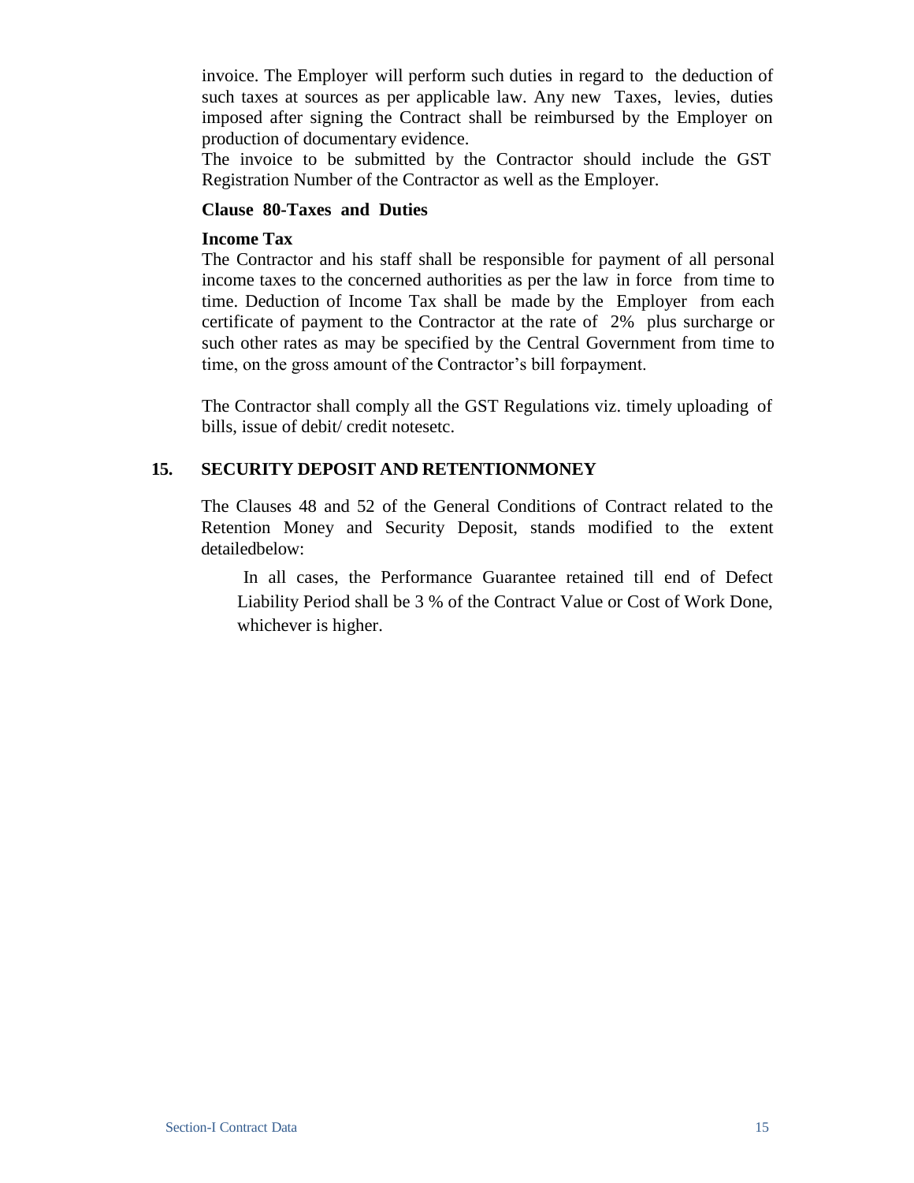invoice. The Employer will perform such duties in regard to the deduction of such taxes at sources as per applicable law. Any new Taxes, levies, duties imposed after signing the Contract shall be reimbursed by the Employer on production of documentary evidence.

The invoice to be submitted by the Contractor should include the GST Registration Number of the Contractor as well as the Employer.

**Clause 80-Taxes and Duties**

**Income Tax**

The Contractor and his staff shall be responsible for payment of all personal income taxes to the concerned authorities as per the law in force from time to time. Deduction of Income Tax shall be made by the Employer from each certificate of payment to the Contractor at the rate of 2% plus surcharge or such other rates as may be specified by the Central Government from time to time, on the gross amount of the Contractor's bill forpayment.

The Contractor shall comply all the GST Regulations viz. timely uploading of bills, issue of debit/ credit notesetc.

## 15. SECURITY DEPOSIT AND RETENTIONMONEY

The Clauses 48 and 52 of the General Conditions of Contract related to the Retention Money and Security Deposit, stands modified to the extent detailedbelow:

In all cases, the Performance Guarantee retained till end of Defect Liability Period shall be 3 % of the Contract Value or Cost of Work Done, whichever is higher.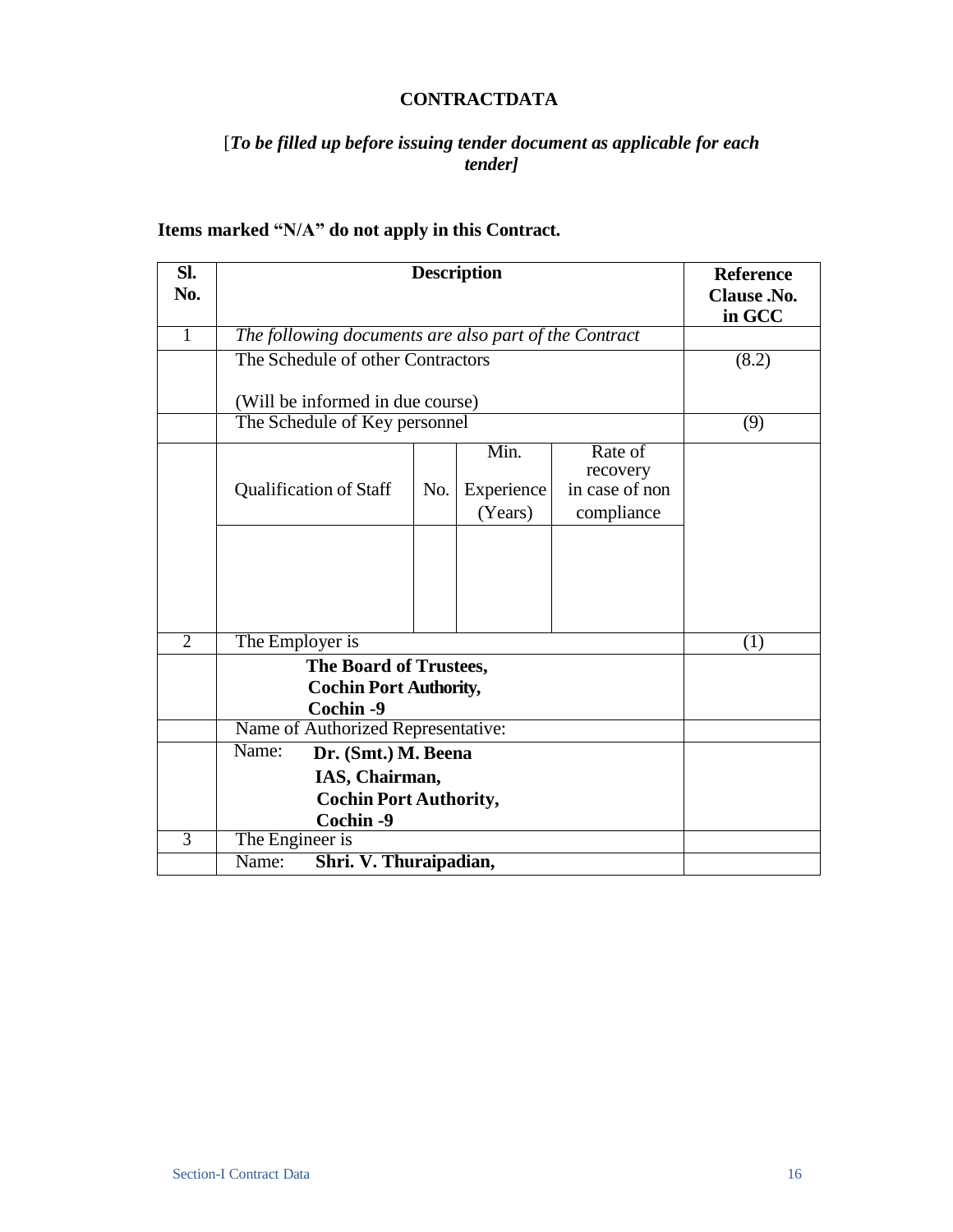**CONTRACTDATA**

[*To be filled up before issuing tender document as applicable for each tender]*

**Items marked "N/A" do not apply in this Contract.**

| Sl. No. | Description | | | | Reference Clause .No. in GCC |
|---|---|---|---|---|---|
| 1 | *The following documents are also part of the Contract* | | | | |
| | The Schedule of other Contractors<br><br>(Will be informed in due course) | | | | (8.2) |
| | The Schedule of Key personnel | | | | (9) |
| | Qualification of Staff | No. | Min. Experience (Years) | Rate of recovery in case of non compliance | |
| | | | | | |
| 2 | The Employer is | | | | (1) |
| | **The Board of Trustees,<br>Cochin Port Authority,<br>Cochin -9** | | | | |
| | Name of Authorized Representative: | | | | |
| | Name: **Dr. (Smt.) M. Beena<br>IAS, Chairman,<br>Cochin Port Authority,<br>Cochin -9** | | | | |
| 3 | The Engineer is | | | | |
| | Name: **Shri. V. Thuraipadian,** | | | | |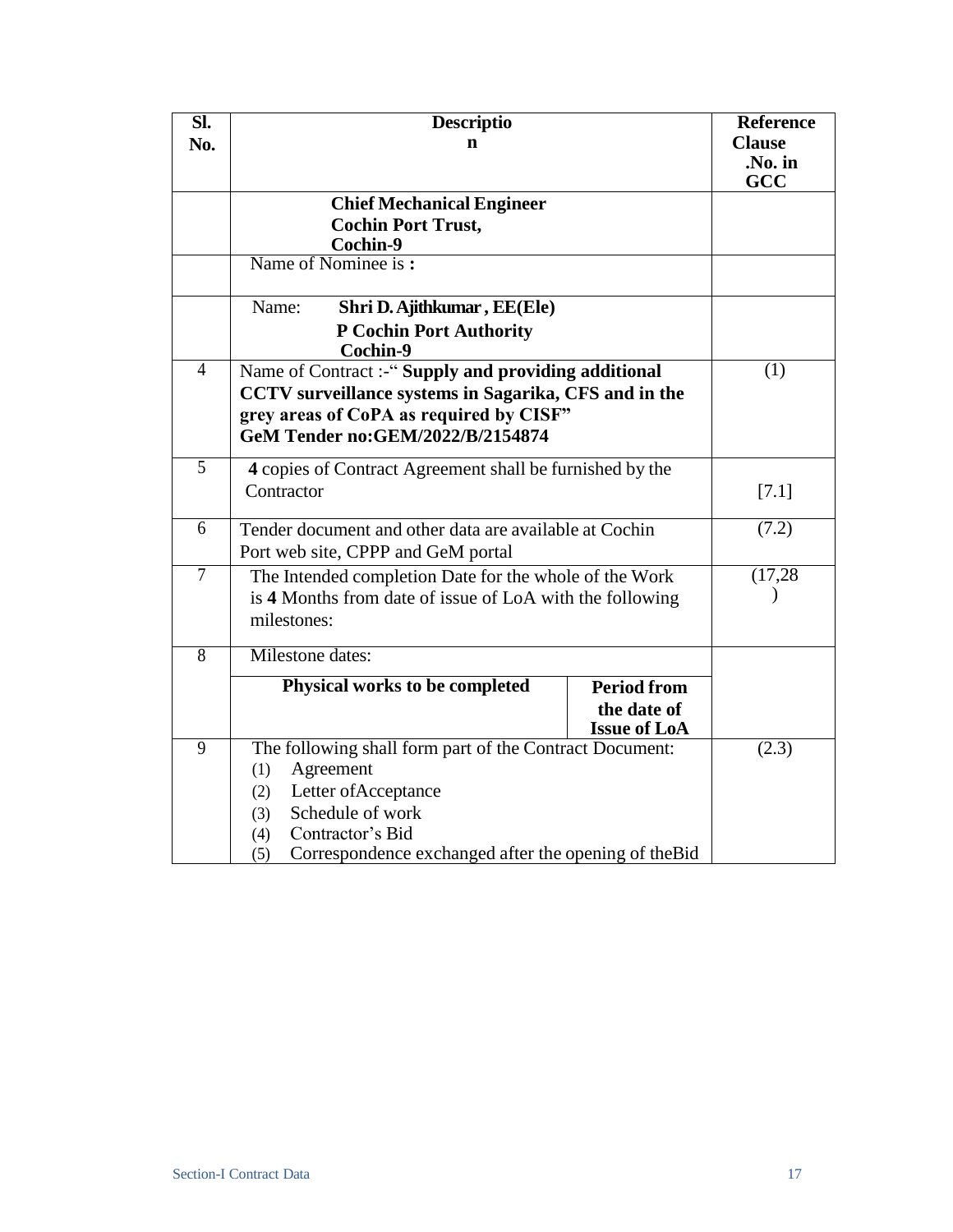| Sl. No. | Description | Reference Clause .No. in GCC |
|---|---|---|
| | **Chief Mechanical Engineer**<br>**Cochin Port Trust,**<br>**Cochin-9** | |
| | Name of Nominee is **:** | |
| | Name: **Shri D. Ajithkumar , EE(Ele)**<br>**P Cochin Port Authority**<br>**Cochin-9** | |
| 4 | Name of Contract :-" **Supply and providing additional CCTV surveillance systems in Sagarika, CFS and in the grey areas of CoPA as required by CISF"**<br>**GeM Tender no:GEM/2022/B/2154874** | (1) |
| 5 | **4** copies of Contract Agreement shall be furnished by the Contractor | [7.1] |
| 6 | Tender document and other data are available at Cochin Port web site, CPPP and GeM portal | (7.2) |
| 7 | The Intended completion Date for the whole of the Work is **4** Months from date of issue of LoA with the following milestones: | (17,28) |
| 8 | Milestone dates:<br>**Physical works to be completed** — **Period from the date of Issue of LoA** | |
| 9 | The following shall form part of the Contract Document:<br>(1) Agreement<br>(2) Letter ofAcceptance<br>(3) Schedule of work<br>(4) Contractor's Bid<br>(5) Correspondence exchanged after the opening of theBid | (2.3) |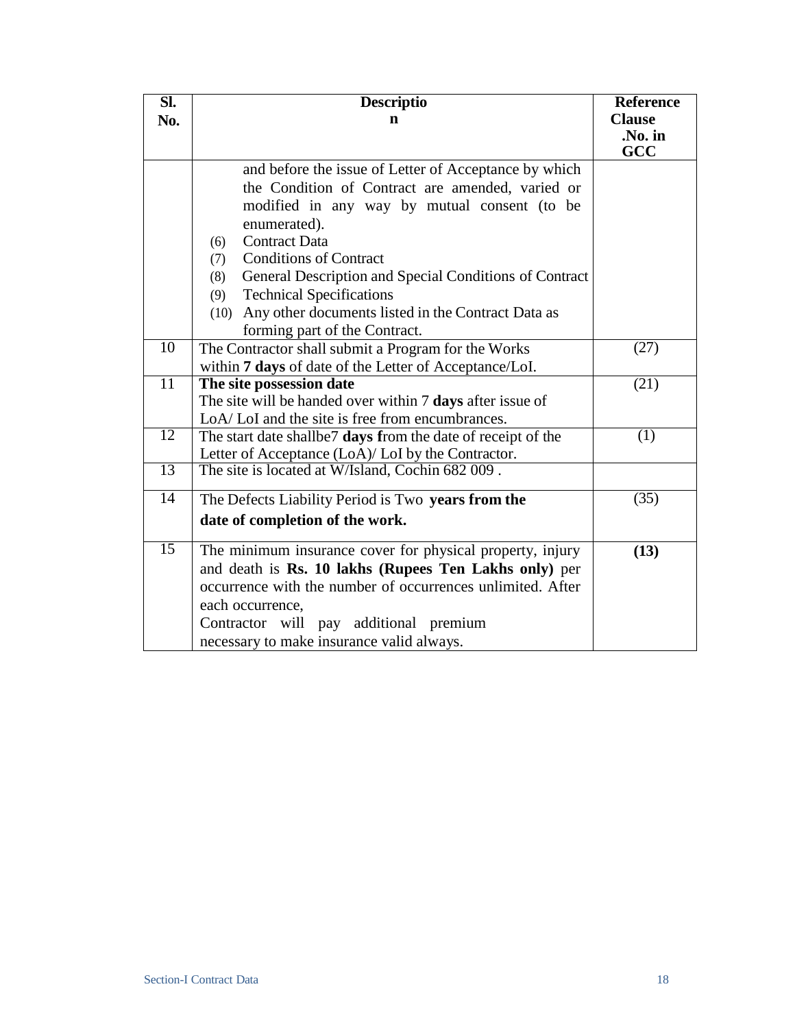| Sl. No. | Description | Reference Clause .No. in GCC |
|---|---|---|
| | and before the issue of Letter of Acceptance by which the Condition of Contract are amended, varied or modified in any way by mutual consent (to be enumerated).<br>(6) Contract Data<br>(7) Conditions of Contract<br>(8) General Description and Special Conditions of Contract<br>(9) Technical Specifications<br>(10) Any other documents listed in the Contract Data as forming part of the Contract. | |
| 10 | The Contractor shall submit a Program for the Works within **7 days** of date of the Letter of Acceptance/LoI. | (27) |
| 11 | **The site possession date**<br>The site will be handed over within 7 **days** after issue of LoA/ LoI and the site is free from encumbrances. | (21) |
| 12 | The start date shallbe7 **days f**rom the date of receipt of the Letter of Acceptance (LoA)/ LoI by the Contractor. | (1) |
| 13 | The site is located at W/Island, Cochin 682 009 . | |
| 14 | The Defects Liability Period is Two **years from the date of completion of the work.** | (35) |
| 15 | The minimum insurance cover for physical property, injury and death is **Rs. 10 lakhs (Rupees Ten Lakhs only)** per occurrence with the number of occurrences unlimited. After each occurrence,<br>Contractor will pay additional premium necessary to make insurance valid always. | **(13)** |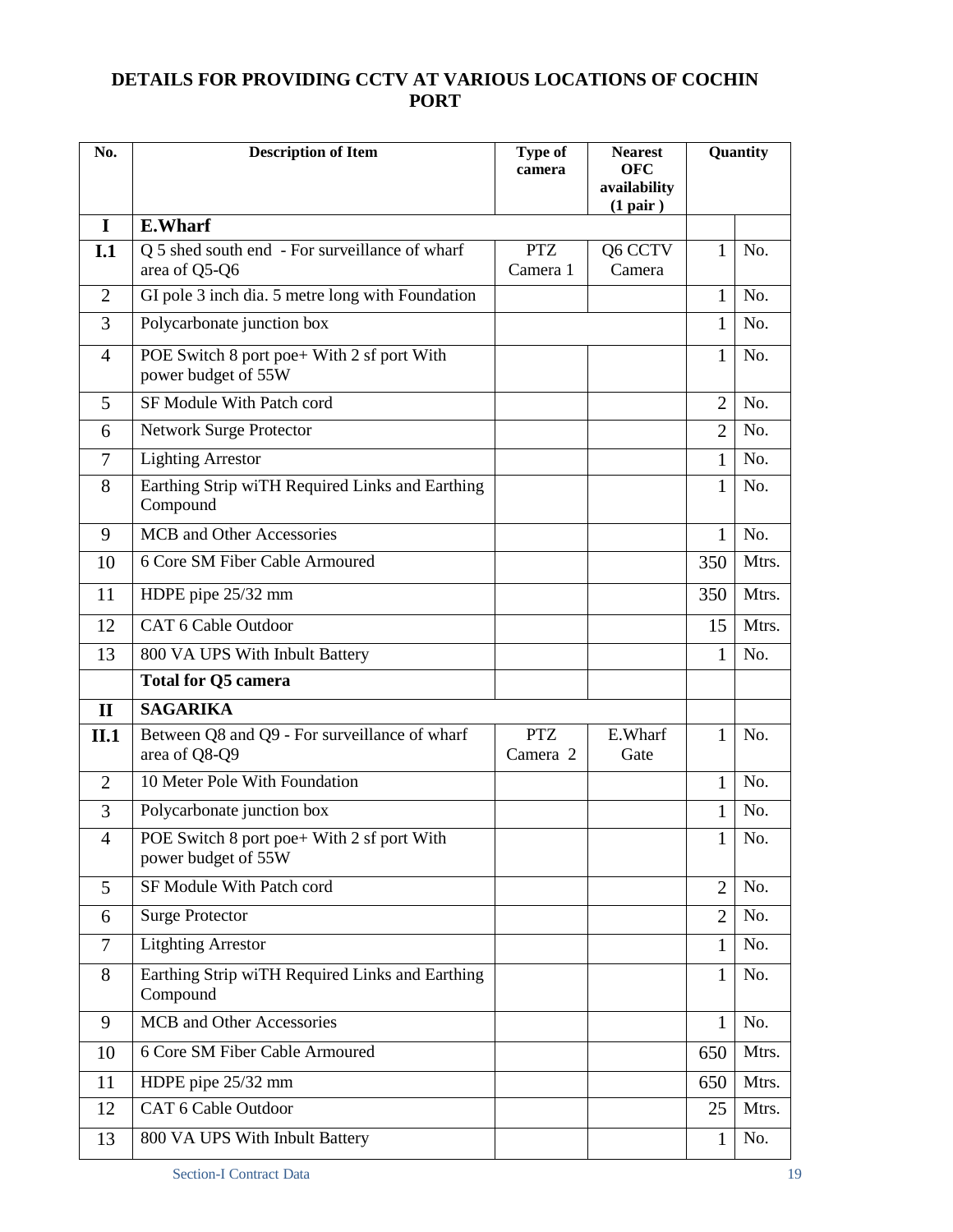## DETAILS FOR PROVIDING CCTV AT VARIOUS LOCATIONS OF COCHIN PORT

| No. | Description of Item | Type of camera | Nearest OFC availability (1 pair ) | Quantity | |
|---|---|---|---|---|---|
| **I** | **E.Wharf** | | | | |
| **I.1** | Q 5 shed south end - For surveillance of wharf area of Q5-Q6 | PTZ Camera 1 | Q6 CCTV Camera | 1 | No. |
| 2 | GI pole 3 inch dia. 5 metre long with Foundation | | | 1 | No. |
| 3 | Polycarbonate junction box | | | 1 | No. |
| 4 | POE Switch 8 port poe+ With 2 sf port With power budget of 55W | | | 1 | No. |
| 5 | SF Module With Patch cord | | | 2 | No. |
| 6 | Network Surge Protector | | | 2 | No. |
| 7 | Lighting Arrestor | | | 1 | No. |
| 8 | Earthing Strip wiTH Required Links and Earthing Compound | | | 1 | No. |
| 9 | MCB and Other Accessories | | | 1 | No. |
| 10 | 6 Core SM Fiber Cable Armoured | | | 350 | Mtrs. |
| 11 | HDPE pipe 25/32 mm | | | 350 | Mtrs. |
| 12 | CAT 6 Cable Outdoor | | | 15 | Mtrs. |
| 13 | 800 VA UPS With Inbult Battery | | | 1 | No. |
| | **Total for Q5 camera** | | | | |
| **II** | **SAGARIKA** | | | | |
| **II.1** | Between Q8 and Q9 - For surveillance of wharf area of Q8-Q9 | PTZ Camera 2 | E.Wharf Gate | 1 | No. |
| 2 | 10 Meter Pole With Foundation | | | 1 | No. |
| 3 | Polycarbonate junction box | | | 1 | No. |
| 4 | POE Switch 8 port poe+ With 2 sf port With power budget of 55W | | | 1 | No. |
| 5 | SF Module With Patch cord | | | 2 | No. |
| 6 | Surge Protector | | | 2 | No. |
| 7 | Litghting Arrestor | | | 1 | No. |
| 8 | Earthing Strip wiTH Required Links and Earthing Compound | | | 1 | No. |
| 9 | MCB and Other Accessories | | | 1 | No. |
| 10 | 6 Core SM Fiber Cable Armoured | | | 650 | Mtrs. |
| 11 | HDPE pipe 25/32 mm | | | 650 | Mtrs. |
| 12 | CAT 6 Cable Outdoor | | | 25 | Mtrs. |
| 13 | 800 VA UPS With Inbult Battery | | | 1 | No. |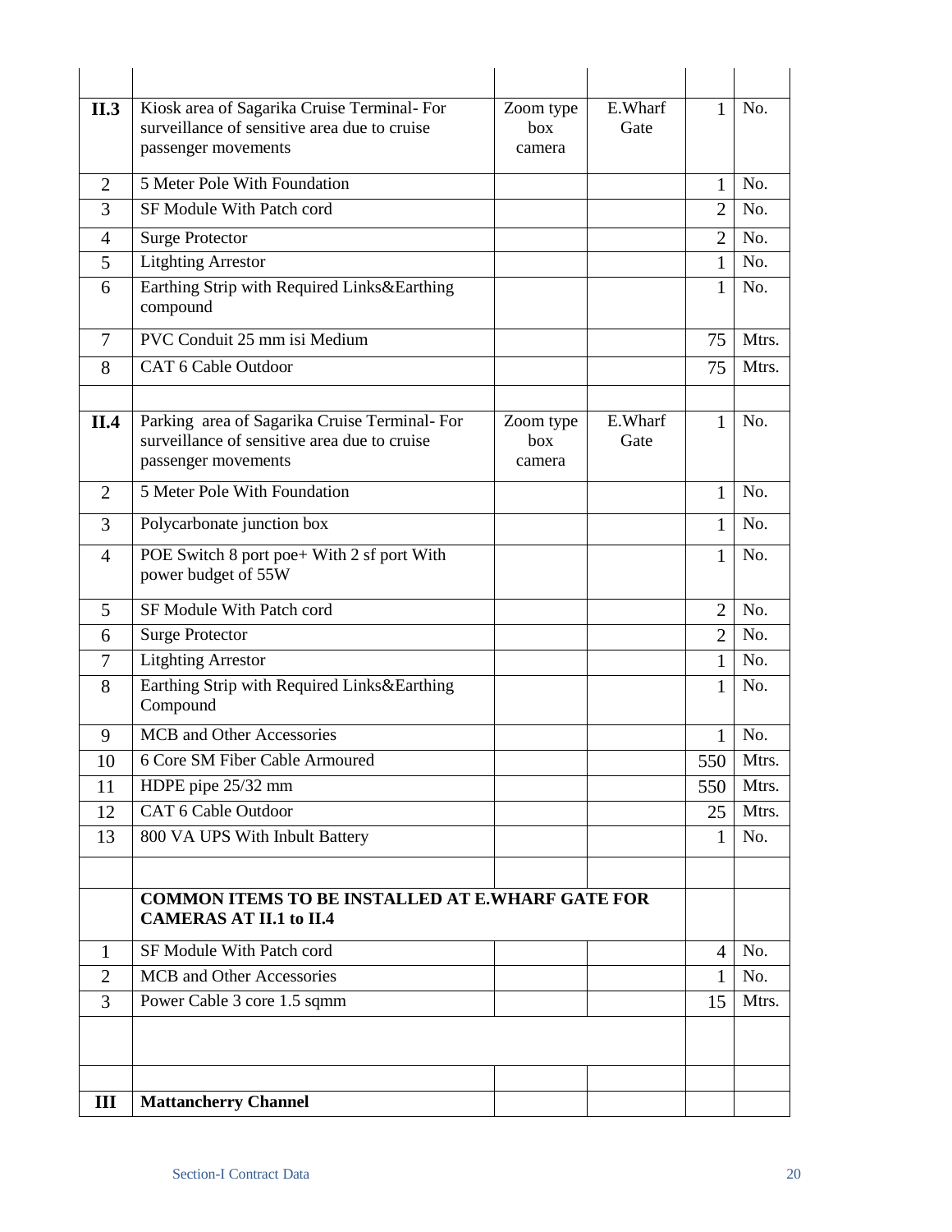| | | | | | |
|---|---|---|---|---|---|
| | | | | | |
| **II.3** | Kiosk area of Sagarika Cruise Terminal- For surveillance of sensitive area due to cruise passenger movements | Zoom type box camera | E.Wharf Gate | 1 | No. |
| 2 | 5 Meter Pole With Foundation | | | 1 | No. |
| 3 | SF Module With Patch cord | | | 2 | No. |
| 4 | Surge Protector | | | 2 | No. |
| 5 | Litghting Arrestor | | | 1 | No. |
| 6 | Earthing Strip with Required Links&Earthing compound | | | 1 | No. |
| 7 | PVC Conduit 25 mm isi Medium | | | 75 | Mtrs. |
| 8 | CAT 6 Cable Outdoor | | | 75 | Mtrs. |
| | | | | | |
| **II.4** | Parking area of Sagarika Cruise Terminal- For surveillance of sensitive area due to cruise passenger movements | Zoom type box camera | E.Wharf Gate | 1 | No. |
| 2 | 5 Meter Pole With Foundation | | | 1 | No. |
| 3 | Polycarbonate junction box | | | 1 | No. |
| 4 | POE Switch 8 port poe+ With 2 sf port With power budget of 55W | | | 1 | No. |
| 5 | SF Module With Patch cord | | | 2 | No. |
| 6 | Surge Protector | | | 2 | No. |
| 7 | Litghting Arrestor | | | 1 | No. |
| 8 | Earthing Strip with Required Links&Earthing Compound | | | 1 | No. |
| 9 | MCB and Other Accessories | | | 1 | No. |
| 10 | 6 Core SM Fiber Cable Armoured | | | 550 | Mtrs. |
| 11 | HDPE pipe 25/32 mm | | | 550 | Mtrs. |
| 12 | CAT 6 Cable Outdoor | | | 25 | Mtrs. |
| 13 | 800 VA UPS With Inbult Battery | | | 1 | No. |
| | | | | | |
| | **COMMON ITEMS TO BE INSTALLED AT E.WHARF GATE FOR CAMERAS AT II.1 to II.4** | | | | |
| 1 | SF Module With Patch cord | | | 4 | No. |
| 2 | MCB and Other Accessories | | | 1 | No. |
| 3 | Power Cable 3 core 1.5 sqmm | | | 15 | Mtrs. |
| | | | | | |
| | | | | | |
| **III** | **Mattancherry Channel** | | | | |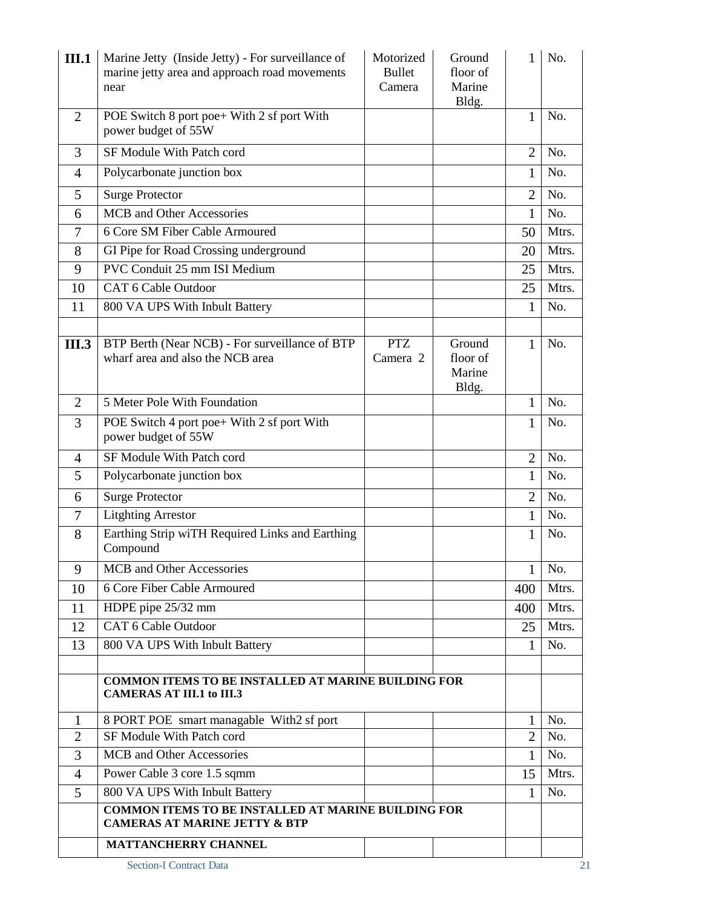| | | | | | |
|---|---|---|---|---|---|
| **III.1** | Marine Jetty (Inside Jetty) - For surveillance of marine jetty area and approach road movements near | Motorized Bullet Camera | Ground floor of Marine Bldg. | 1 | No. |
| 2 | POE Switch 8 port poe+ With 2 sf port With power budget of 55W | | | 1 | No. |
| 3 | SF Module With Patch cord | | | 2 | No. |
| 4 | Polycarbonate junction box | | | 1 | No. |
| 5 | Surge Protector | | | 2 | No. |
| 6 | MCB and Other Accessories | | | 1 | No. |
| 7 | 6 Core SM Fiber Cable Armoured | | | 50 | Mtrs. |
| 8 | GI Pipe for Road Crossing underground | | | 20 | Mtrs. |
| 9 | PVC Conduit 25 mm ISI Medium | | | 25 | Mtrs. |
| 10 | CAT 6 Cable Outdoor | | | 25 | Mtrs. |
| 11 | 800 VA UPS With Inbult Battery | | | 1 | No. |
| | | | | | |
| **III.3** | BTP Berth (Near NCB) - For surveillance of BTP wharf area and also the NCB area | PTZ Camera 2 | Ground floor of Marine Bldg. | 1 | No. |
| 2 | 5 Meter Pole With Foundation | | | 1 | No. |
| 3 | POE Switch 4 port poe+ With 2 sf port With power budget of 55W | | | 1 | No. |
| 4 | SF Module With Patch cord | | | 2 | No. |
| 5 | Polycarbonate junction box | | | 1 | No. |
| 6 | Surge Protector | | | 2 | No. |
| 7 | Litghting Arrestor | | | 1 | No. |
| 8 | Earthing Strip wiTH Required Links and Earthing Compound | | | 1 | No. |
| 9 | MCB and Other Accessories | | | 1 | No. |
| 10 | 6 Core Fiber Cable Armoured | | | 400 | Mtrs. |
| 11 | HDPE pipe 25/32 mm | | | 400 | Mtrs. |
| 12 | CAT 6 Cable Outdoor | | | 25 | Mtrs. |
| 13 | 800 VA UPS With Inbult Battery | | | 1 | No. |
| | | | | | |
| | **COMMON ITEMS TO BE INSTALLED AT MARINE BUILDING FOR CAMERAS AT III.1 to III.3** | | | | |
| 1 | 8 PORT POE smart managable With2 sf port | | | 1 | No. |
| 2 | SF Module With Patch cord | | | 2 | No. |
| 3 | MCB and Other Accessories | | | 1 | No. |
| 4 | Power Cable 3 core 1.5 sqmm | | | 15 | Mtrs. |
| 5 | 800 VA UPS With Inbult Battery | | | 1 | No. |
| | **COMMON ITEMS TO BE INSTALLED AT MARINE BUILDING FOR CAMERAS AT MARINE JETTY & BTP** | | | | |
| | **MATTANCHERRY CHANNEL** | | | | |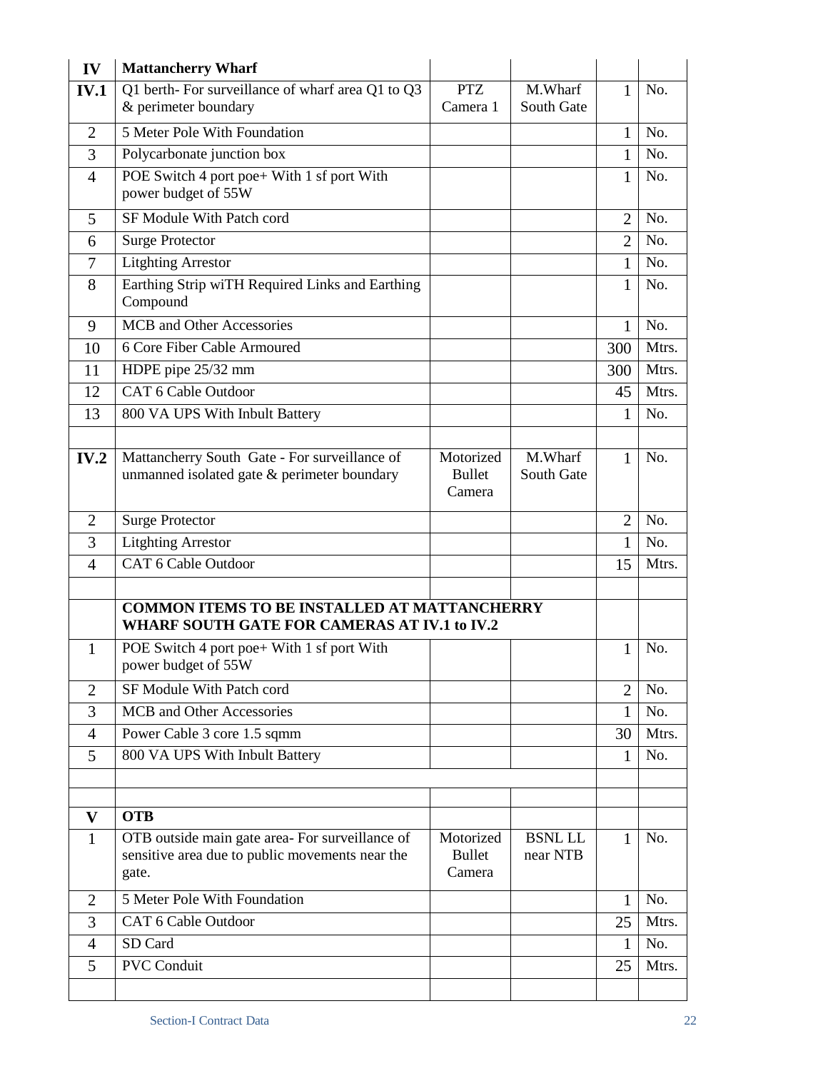| IV | Mattancherry Wharf | | | | |
|---|---|---|---|---|---|
| **IV.1** | Q1 berth- For surveillance of wharf area Q1 to Q3 & perimeter boundary | PTZ Camera 1 | M.Wharf South Gate | 1 | No. |
| 2 | 5 Meter Pole With Foundation | | | 1 | No. |
| 3 | Polycarbonate junction box | | | 1 | No. |
| 4 | POE Switch 4 port poe+ With 1 sf port With power budget of 55W | | | 1 | No. |
| 5 | SF Module With Patch cord | | | 2 | No. |
| 6 | Surge Protector | | | 2 | No. |
| 7 | Litghting Arrestor | | | 1 | No. |
| 8 | Earthing Strip wiTH Required Links and Earthing Compound | | | 1 | No. |
| 9 | MCB and Other Accessories | | | 1 | No. |
| 10 | 6 Core Fiber Cable Armoured | | | 300 | Mtrs. |
| 11 | HDPE pipe 25/32 mm | | | 300 | Mtrs. |
| 12 | CAT 6 Cable Outdoor | | | 45 | Mtrs. |
| 13 | 800 VA UPS With Inbult Battery | | | 1 | No. |
| | | | | | |
| **IV.2** | Mattancherry South Gate - For surveillance of unmanned isolated gate & perimeter boundary | Motorized Bullet Camera | M.Wharf South Gate | 1 | No. |
| 2 | Surge Protector | | | 2 | No. |
| 3 | Litghting Arrestor | | | 1 | No. |
| 4 | CAT 6 Cable Outdoor | | | 15 | Mtrs. |
| | | | | | |
| | **COMMON ITEMS TO BE INSTALLED AT MATTANCHERRY WHARF SOUTH GATE FOR CAMERAS AT IV.1 to IV.2** | | | | |
| 1 | POE Switch 4 port poe+ With 1 sf port With power budget of 55W | | | 1 | No. |
| 2 | SF Module With Patch cord | | | 2 | No. |
| 3 | MCB and Other Accessories | | | 1 | No. |
| 4 | Power Cable 3 core 1.5 sqmm | | | 30 | Mtrs. |
| 5 | 800 VA UPS With Inbult Battery | | | 1 | No. |
| | | | | | |
| | | | | | |
| **V** | **OTB** | | | | |
| 1 | OTB outside main gate area- For surveillance of sensitive area due to public movements near the gate. | Motorized Bullet Camera | BSNL LL near NTB | 1 | No. |
| 2 | 5 Meter Pole With Foundation | | | 1 | No. |
| 3 | CAT 6 Cable Outdoor | | | 25 | Mtrs. |
| 4 | SD Card | | | 1 | No. |
| 5 | PVC Conduit | | | 25 | Mtrs. |
| | | | | | |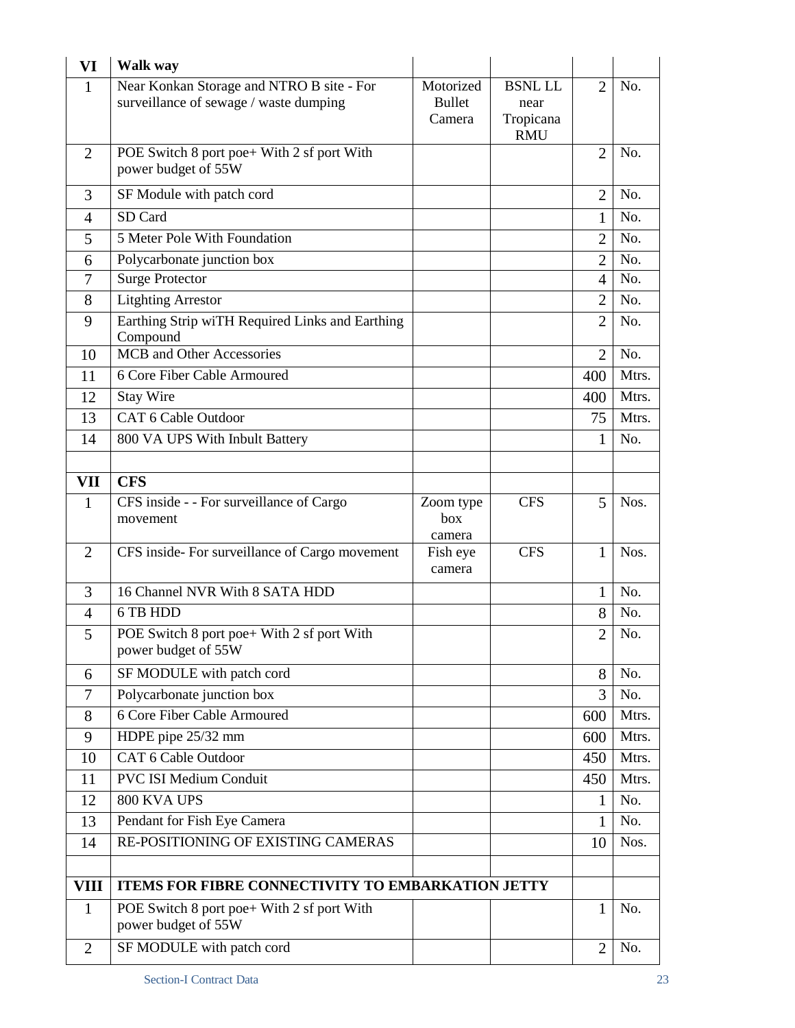| VI | Walk way | | | | |
|---|---|---|---|---|---|
| 1 | Near Konkan Storage and NTRO B site - For surveillance of sewage / waste dumping | Motorized Bullet Camera | BSNL LL near Tropicana RMU | 2 | No. |
| 2 | POE Switch 8 port poe+ With 2 sf port With power budget of 55W | | | 2 | No. |
| 3 | SF Module with patch cord | | | 2 | No. |
| 4 | SD Card | | | 1 | No. |
| 5 | 5 Meter Pole With Foundation | | | 2 | No. |
| 6 | Polycarbonate junction box | | | 2 | No. |
| 7 | Surge Protector | | | 4 | No. |
| 8 | Litghting Arrestor | | | 2 | No. |
| 9 | Earthing Strip wiTH Required Links and Earthing Compound | | | 2 | No. |
| 10 | MCB and Other Accessories | | | 2 | No. |
| 11 | 6 Core Fiber Cable Armoured | | | 400 | Mtrs. |
| 12 | Stay Wire | | | 400 | Mtrs. |
| 13 | CAT 6 Cable Outdoor | | | 75 | Mtrs. |
| 14 | 800 VA UPS With Inbult Battery | | | 1 | No. |
| | | | | | |
| **VII** | **CFS** | | | | |
| 1 | CFS inside - - For surveillance of Cargo movement | Zoom type box camera | CFS | 5 | Nos. |
| 2 | CFS inside- For surveillance of Cargo movement | Fish eye camera | CFS | 1 | Nos. |
| 3 | 16 Channel NVR With 8 SATA HDD | | | 1 | No. |
| 4 | 6 TB HDD | | | 8 | No. |
| 5 | POE Switch 8 port poe+ With 2 sf port With power budget of 55W | | | 2 | No. |
| 6 | SF MODULE with patch cord | | | 8 | No. |
| 7 | Polycarbonate junction box | | | 3 | No. |
| 8 | 6 Core Fiber Cable Armoured | | | 600 | Mtrs. |
| 9 | HDPE pipe 25/32 mm | | | 600 | Mtrs. |
| 10 | CAT 6 Cable Outdoor | | | 450 | Mtrs. |
| 11 | PVC ISI Medium Conduit | | | 450 | Mtrs. |
| 12 | 800 KVA UPS | | | 1 | No. |
| 13 | Pendant for Fish Eye Camera | | | 1 | No. |
| 14 | RE-POSITIONING OF EXISTING CAMERAS | | | 10 | Nos. |
| | | | | | |
| **VIII** | **ITEMS FOR FIBRE CONNECTIVITY TO EMBARKATION JETTY** | | | | |
| 1 | POE Switch 8 port poe+ With 2 sf port With power budget of 55W | | | 1 | No. |
| 2 | SF MODULE with patch cord | | | 2 | No. |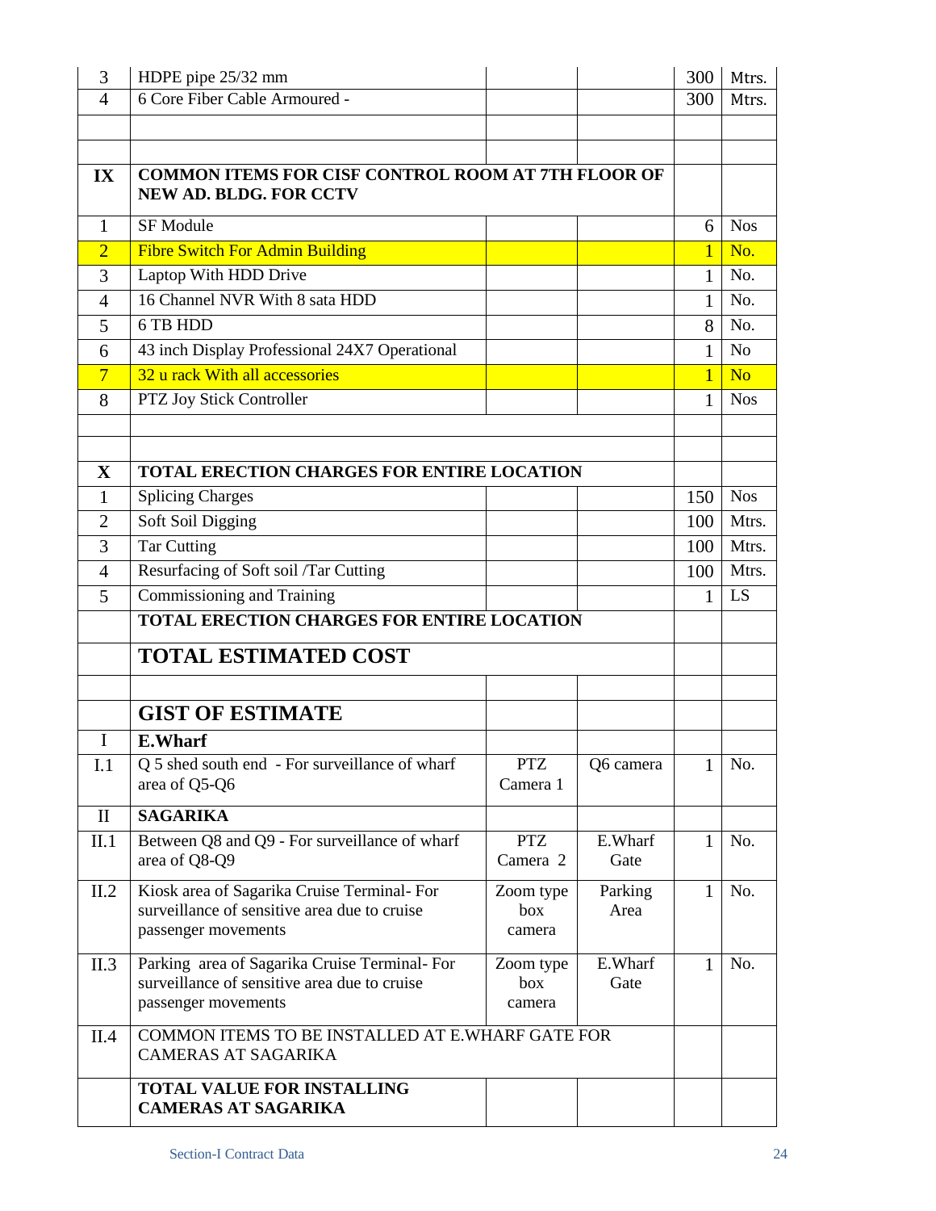| | | | | | |
|---|---|---|---|---|---|
| 3 | HDPE pipe 25/32 mm | | | 300 | Mtrs. |
| 4 | 6 Core Fiber Cable Armoured - | | | 300 | Mtrs. |
| | | | | | |
| | | | | | |
| **IX** | **COMMON ITEMS FOR CISF CONTROL ROOM AT 7TH FLOOR OF NEW AD. BLDG. FOR CCTV** | | | | |
| 1 | SF Module | | | 6 | Nos |
| 2 | Fibre Switch For Admin Building | | | 1 | No. |
| 3 | Laptop With HDD Drive | | | 1 | No. |
| 4 | 16 Channel NVR With 8 sata HDD | | | 1 | No. |
| 5 | 6 TB HDD | | | 8 | No. |
| 6 | 43 inch Display Professional 24X7 Operational | | | 1 | No |
| 7 | 32 u rack With all accessories | | | 1 | No |
| 8 | PTZ Joy Stick Controller | | | 1 | Nos |
| | | | | | |
| | | | | | |
| **X** | **TOTAL ERECTION CHARGES FOR ENTIRE LOCATION** | | | | |
| 1 | Splicing Charges | | | 150 | Nos |
| 2 | Soft Soil Digging | | | 100 | Mtrs. |
| 3 | Tar Cutting | | | 100 | Mtrs. |
| 4 | Resurfacing of Soft soil /Tar Cutting | | | 100 | Mtrs. |
| 5 | Commissioning and Training | | | 1 | LS |
| | **TOTAL ERECTION CHARGES FOR ENTIRE LOCATION** | | | | |
| | **TOTAL ESTIMATED COST** | | | | |
| | | | | | |
| | **GIST OF ESTIMATE** | | | | |
| I | **E.Wharf** | | | | |
| I.1 | Q 5 shed south end - For surveillance of wharf area of Q5-Q6 | PTZ Camera 1 | Q6 camera | 1 | No. |
| II | **SAGARIKA** | | | | |
| II.1 | Between Q8 and Q9 - For surveillance of wharf area of Q8-Q9 | PTZ Camera 2 | E.Wharf Gate | 1 | No. |
| II.2 | Kiosk area of Sagarika Cruise Terminal- For surveillance of sensitive area due to cruise passenger movements | Zoom type box camera | Parking Area | 1 | No. |
| II.3 | Parking area of Sagarika Cruise Terminal- For surveillance of sensitive area due to cruise passenger movements | Zoom type box camera | E.Wharf Gate | 1 | No. |
| II.4 | COMMON ITEMS TO BE INSTALLED AT E.WHARF GATE FOR CAMERAS AT SAGARIKA | | | | |
| | **TOTAL VALUE FOR INSTALLING CAMERAS AT SAGARIKA** | | | | |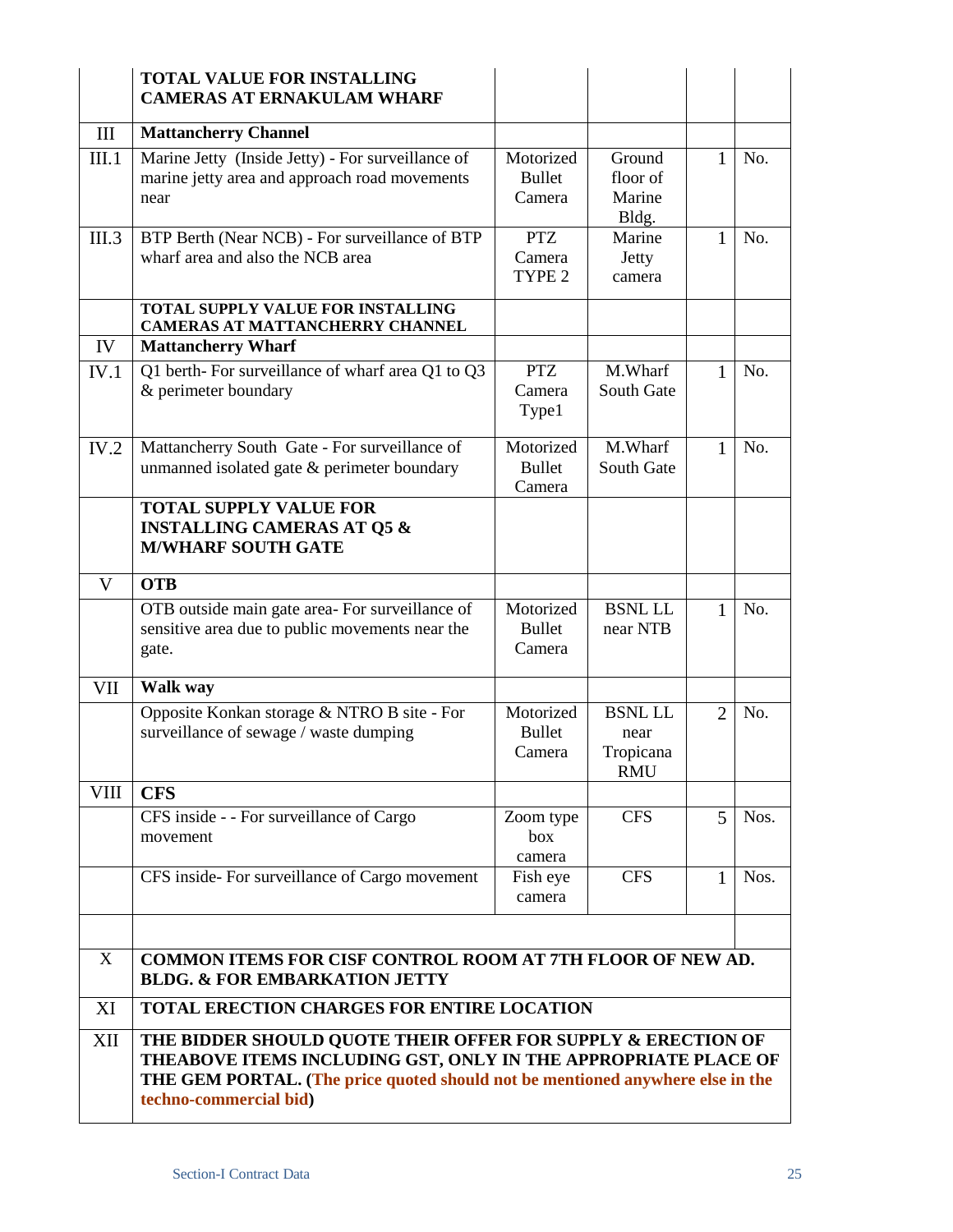| | | | | | |
|---|---|---|---|---|---|
| | **TOTAL VALUE FOR INSTALLING CAMERAS AT ERNAKULAM WHARF** | | | | |
| III | **Mattancherry Channel** | | | | |
| III.1 | Marine Jetty (Inside Jetty) - For surveillance of marine jetty area and approach road movements near | Motorized Bullet Camera | Ground floor of Marine Bldg. | 1 | No. |
| III.3 | BTP Berth (Near NCB) - For surveillance of BTP wharf area and also the NCB area | PTZ Camera TYPE 2 | Marine Jetty camera | 1 | No. |
| | **TOTAL SUPPLY VALUE FOR INSTALLING CAMERAS AT MATTANCHERRY CHANNEL** | | | | |
| IV | **Mattancherry Wharf** | | | | |
| IV.1 | Q1 berth- For surveillance of wharf area Q1 to Q3 & perimeter boundary | PTZ Camera Type1 | M.Wharf South Gate | 1 | No. |
| IV.2 | Mattancherry South Gate - For surveillance of unmanned isolated gate & perimeter boundary | Motorized Bullet Camera | M.Wharf South Gate | 1 | No. |
| | **TOTAL SUPPLY VALUE FOR INSTALLING CAMERAS AT Q5 & M/WHARF SOUTH GATE** | | | | |
| V | **OTB** | | | | |
| | OTB outside main gate area- For surveillance of sensitive area due to public movements near the gate. | Motorized Bullet Camera | BSNL LL near NTB | 1 | No. |
| VII | **Walk way** | | | | |
| | Opposite Konkan storage & NTRO B site - For surveillance of sewage / waste dumping | Motorized Bullet Camera | BSNL LL near Tropicana RMU | 2 | No. |
| VIII | **CFS** | | | | |
| | CFS inside - - For surveillance of Cargo movement | Zoom type box camera | CFS | 5 | Nos. |
| | CFS inside- For surveillance of Cargo movement | Fish eye camera | CFS | 1 | Nos. |
| | | | | | |
| X | **COMMON ITEMS FOR CISF CONTROL ROOM AT 7TH FLOOR OF NEW AD. BLDG. & FOR EMBARKATION JETTY** | | | | |
| XI | **TOTAL ERECTION CHARGES FOR ENTIRE LOCATION** | | | | |
| XII | **THE BIDDER SHOULD QUOTE THEIR OFFER FOR SUPPLY & ERECTION OF THEABOVE ITEMS INCLUDING GST, ONLY IN THE APPROPRIATE PLACE OF THE GEM PORTAL. (The price quoted should not be mentioned anywhere else in the techno-commercial bid)** | | | | |

Section-I Contract Data